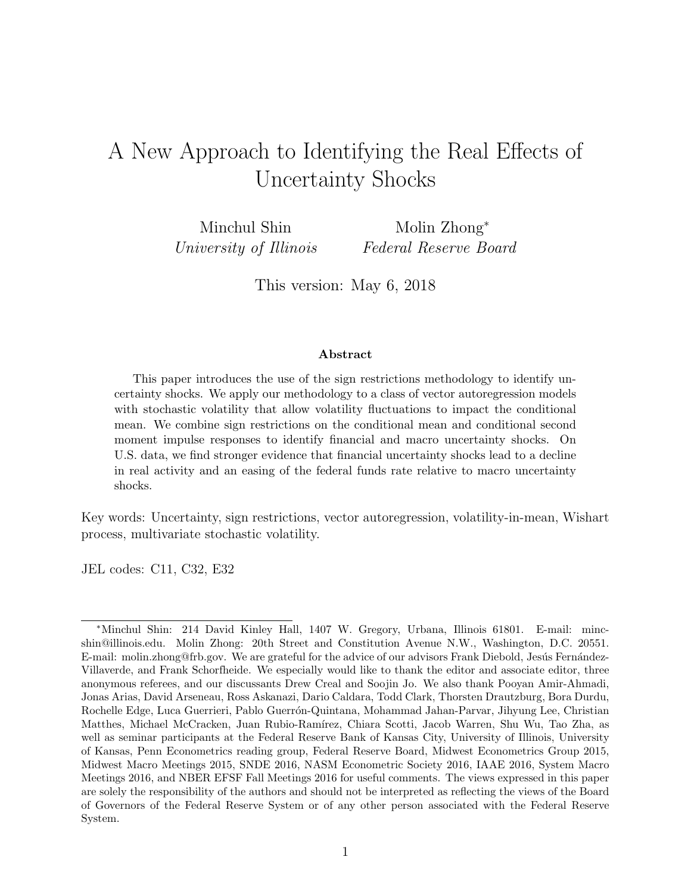# A New Approach to Identifying the Real Effects of Uncertainty Shocks

Minchul Shin
*University of Illinois*

Molin Zhong*
*Federal Reserve Board*

This version: May 6, 2018

### Abstract

This paper introduces the use of the sign restrictions methodology to identify uncertainty shocks. We apply our methodology to a class of vector autoregression models with stochastic volatility that allow volatility fluctuations to impact the conditional mean. We combine sign restrictions on the conditional mean and conditional second moment impulse responses to identify financial and macro uncertainty shocks. On U.S. data, we find stronger evidence that financial uncertainty shocks lead to a decline in real activity and an easing of the federal funds rate relative to macro uncertainty shocks.

Key words: Uncertainty, sign restrictions, vector autoregression, volatility-in-mean, Wishart process, multivariate stochastic volatility.

JEL codes: C11, C32, E32

---

*Minchul Shin: 214 David Kinley Hall, 1407 W. Gregory, Urbana, Illinois 61801. E-mail: mincshin@illinois.edu. Molin Zhong: 20th Street and Constitution Avenue N.W., Washington, D.C. 20551. E-mail: molin.zhong@frb.gov. We are grateful for the advice of our advisors Frank Diebold, Jesús Fernández-Villaverde, and Frank Schorfheide. We especially would like to thank the editor and associate editor, three anonymous referees, and our discussants Drew Creal and Soojin Jo. We also thank Pooyan Amir-Ahmadi, Jonas Arias, David Arseneau, Ross Askanazi, Dario Caldara, Todd Clark, Thorsten Drautzburg, Bora Durdu, Rochelle Edge, Luca Guerrieri, Pablo Guerrón-Quintana, Mohammad Jahan-Parvar, Jihyung Lee, Christian Matthes, Michael McCracken, Juan Rubio-Ramírez, Chiara Scotti, Jacob Warren, Shu Wu, Tao Zha, as well as seminar participants at the Federal Reserve Bank of Kansas City, University of Illinois, University of Kansas, Penn Econometrics reading group, Federal Reserve Board, Midwest Econometrics Group 2015, Midwest Macro Meetings 2015, SNDE 2016, NASM Econometric Society 2016, IAAE 2016, System Macro Meetings 2016, and NBER EFSF Fall Meetings 2016 for useful comments. The views expressed in this paper are solely the responsibility of the authors and should not be interpreted as reflecting the views of the Board of Governors of the Federal Reserve System or of any other person associated with the Federal Reserve System.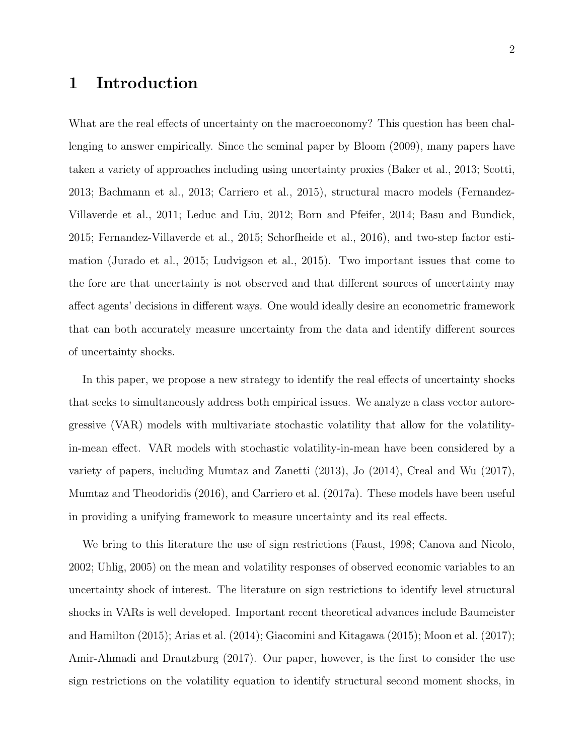# 1 Introduction

What are the real effects of uncertainty on the macroeconomy? This question has been challenging to answer empirically. Since the seminal paper by Bloom (2009), many papers have taken a variety of approaches including using uncertainty proxies (Baker et al., 2013; Scotti, 2013; Bachmann et al., 2013; Carriero et al., 2015), structural macro models (Fernandez-Villaverde et al., 2011; Leduc and Liu, 2012; Born and Pfeifer, 2014; Basu and Bundick, 2015; Fernandez-Villaverde et al., 2015; Schorfheide et al., 2016), and two-step factor estimation (Jurado et al., 2015; Ludvigson et al., 2015). Two important issues that come to the fore are that uncertainty is not observed and that different sources of uncertainty may affect agents' decisions in different ways. One would ideally desire an econometric framework that can both accurately measure uncertainty from the data and identify different sources of uncertainty shocks.

In this paper, we propose a new strategy to identify the real effects of uncertainty shocks that seeks to simultaneously address both empirical issues. We analyze a class vector autoregressive (VAR) models with multivariate stochastic volatility that allow for the volatility-in-mean effect. VAR models with stochastic volatility-in-mean have been considered by a variety of papers, including Mumtaz and Zanetti (2013), Jo (2014), Creal and Wu (2017), Mumtaz and Theodoridis (2016), and Carriero et al. (2017a). These models have been useful in providing a unifying framework to measure uncertainty and its real effects.

We bring to this literature the use of sign restrictions (Faust, 1998; Canova and Nicolo, 2002; Uhlig, 2005) on the mean and volatility responses of observed economic variables to an uncertainty shock of interest. The literature on sign restrictions to identify level structural shocks in VARs is well developed. Important recent theoretical advances include Baumeister and Hamilton (2015); Arias et al. (2014); Giacomini and Kitagawa (2015); Moon et al. (2017); Amir-Ahmadi and Drautzburg (2017). Our paper, however, is the first to consider the use sign restrictions on the volatility equation to identify structural second moment shocks, in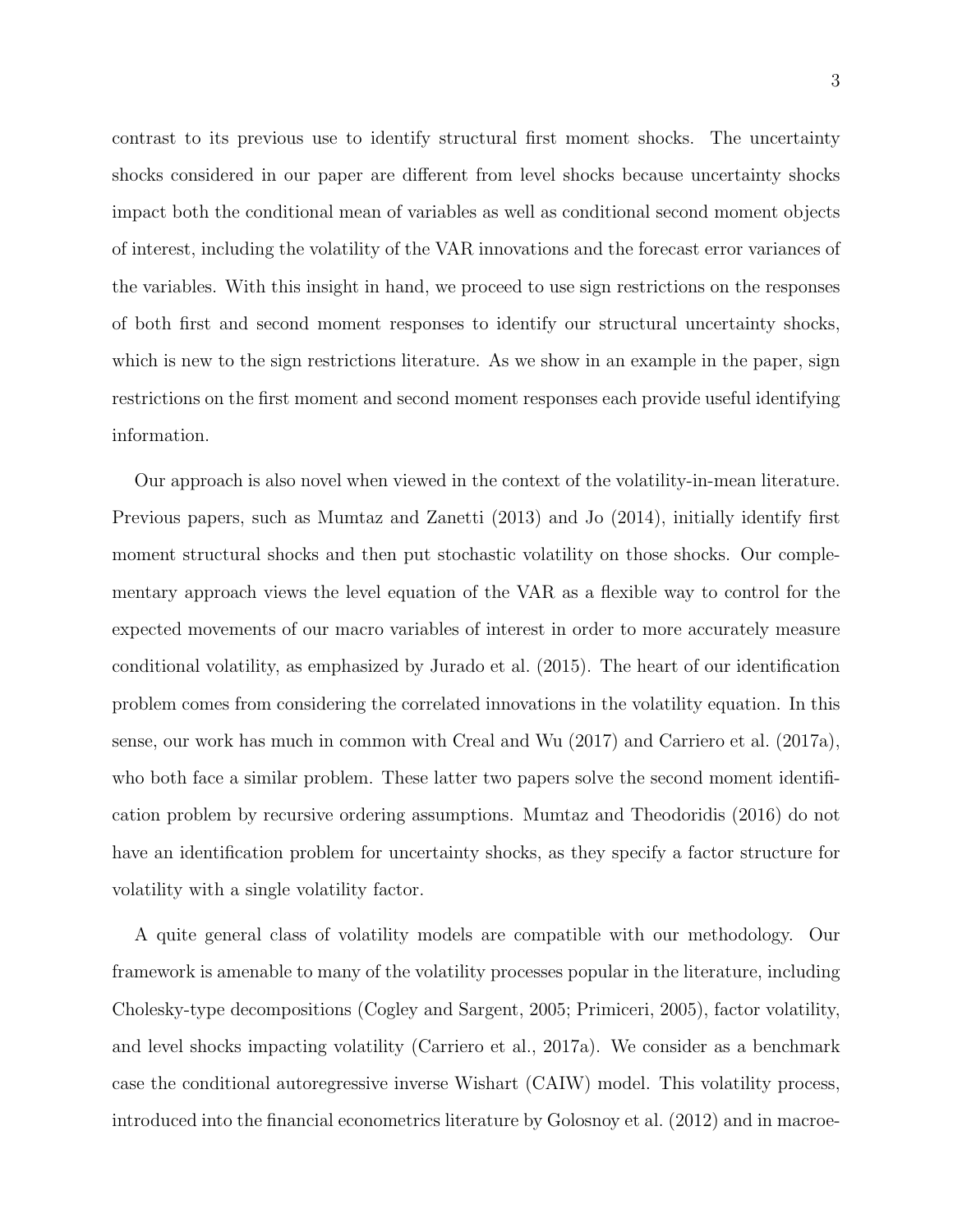contrast to its previous use to identify structural first moment shocks. The uncertainty shocks considered in our paper are different from level shocks because uncertainty shocks impact both the conditional mean of variables as well as conditional second moment objects of interest, including the volatility of the VAR innovations and the forecast error variances of the variables. With this insight in hand, we proceed to use sign restrictions on the responses of both first and second moment responses to identify our structural uncertainty shocks, which is new to the sign restrictions literature. As we show in an example in the paper, sign restrictions on the first moment and second moment responses each provide useful identifying information.

Our approach is also novel when viewed in the context of the volatility-in-mean literature. Previous papers, such as Mumtaz and Zanetti (2013) and Jo (2014), initially identify first moment structural shocks and then put stochastic volatility on those shocks. Our complementary approach views the level equation of the VAR as a flexible way to control for the expected movements of our macro variables of interest in order to more accurately measure conditional volatility, as emphasized by Jurado et al. (2015). The heart of our identification problem comes from considering the correlated innovations in the volatility equation. In this sense, our work has much in common with Creal and Wu (2017) and Carriero et al. (2017a), who both face a similar problem. These latter two papers solve the second moment identification problem by recursive ordering assumptions. Mumtaz and Theodoridis (2016) do not have an identification problem for uncertainty shocks, as they specify a factor structure for volatility with a single volatility factor.

A quite general class of volatility models are compatible with our methodology. Our framework is amenable to many of the volatility processes popular in the literature, including Cholesky-type decompositions (Cogley and Sargent, 2005; Primiceri, 2005), factor volatility, and level shocks impacting volatility (Carriero et al., 2017a). We consider as a benchmark case the conditional autoregressive inverse Wishart (CAIW) model. This volatility process, introduced into the financial econometrics literature by Golosnoy et al. (2012) and in macroe-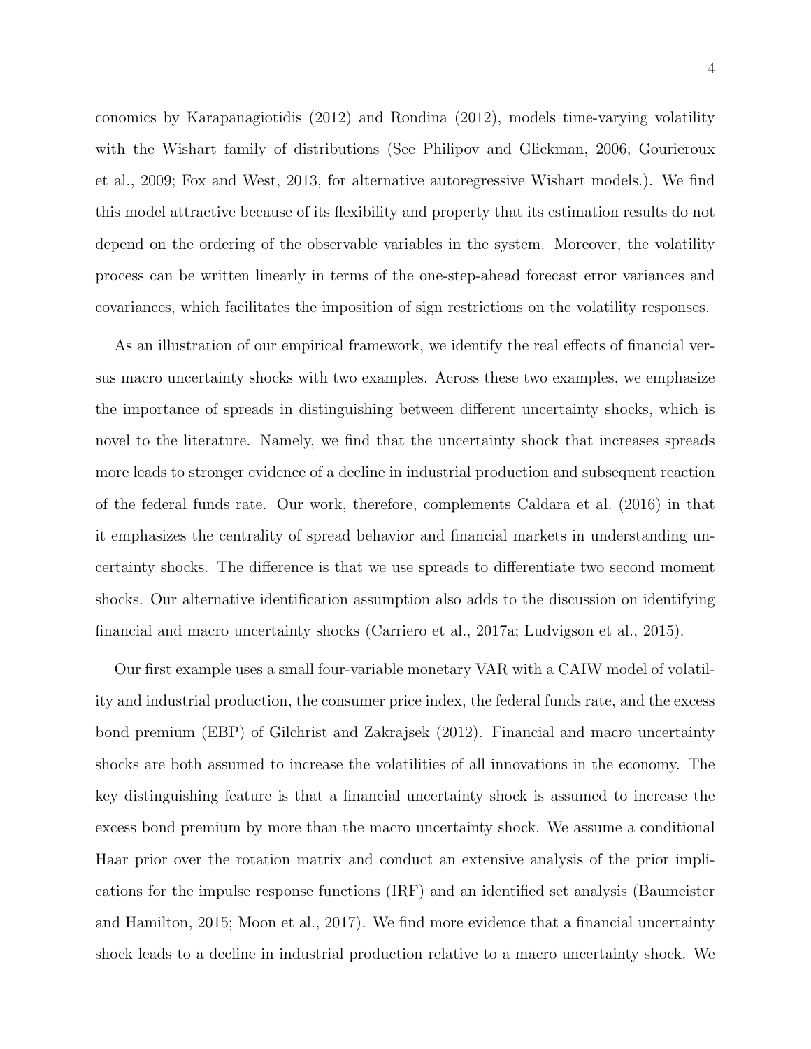conomics by Karapanagiotidis (2012) and Rondina (2012), models time-varying volatility with the Wishart family of distributions (See Philipov and Glickman, 2006; Gourieroux et al., 2009; Fox and West, 2013, for alternative autoregressive Wishart models.). We find this model attractive because of its flexibility and property that its estimation results do not depend on the ordering of the observable variables in the system. Moreover, the volatility process can be written linearly in terms of the one-step-ahead forecast error variances and covariances, which facilitates the imposition of sign restrictions on the volatility responses.

As an illustration of our empirical framework, we identify the real effects of financial versus macro uncertainty shocks with two examples. Across these two examples, we emphasize the importance of spreads in distinguishing between different uncertainty shocks, which is novel to the literature. Namely, we find that the uncertainty shock that increases spreads more leads to stronger evidence of a decline in industrial production and subsequent reaction of the federal funds rate. Our work, therefore, complements Caldara et al. (2016) in that it emphasizes the centrality of spread behavior and financial markets in understanding uncertainty shocks. The difference is that we use spreads to differentiate two second moment shocks. Our alternative identification assumption also adds to the discussion on identifying financial and macro uncertainty shocks (Carriero et al., 2017a; Ludvigson et al., 2015).

Our first example uses a small four-variable monetary VAR with a CAIW model of volatility and industrial production, the consumer price index, the federal funds rate, and the excess bond premium (EBP) of Gilchrist and Zakrajsek (2012). Financial and macro uncertainty shocks are both assumed to increase the volatilities of all innovations in the economy. The key distinguishing feature is that a financial uncertainty shock is assumed to increase the excess bond premium by more than the macro uncertainty shock. We assume a conditional Haar prior over the rotation matrix and conduct an extensive analysis of the prior implications for the impulse response functions (IRF) and an identified set analysis (Baumeister and Hamilton, 2015; Moon et al., 2017). We find more evidence that a financial uncertainty shock leads to a decline in industrial production relative to a macro uncertainty shock. We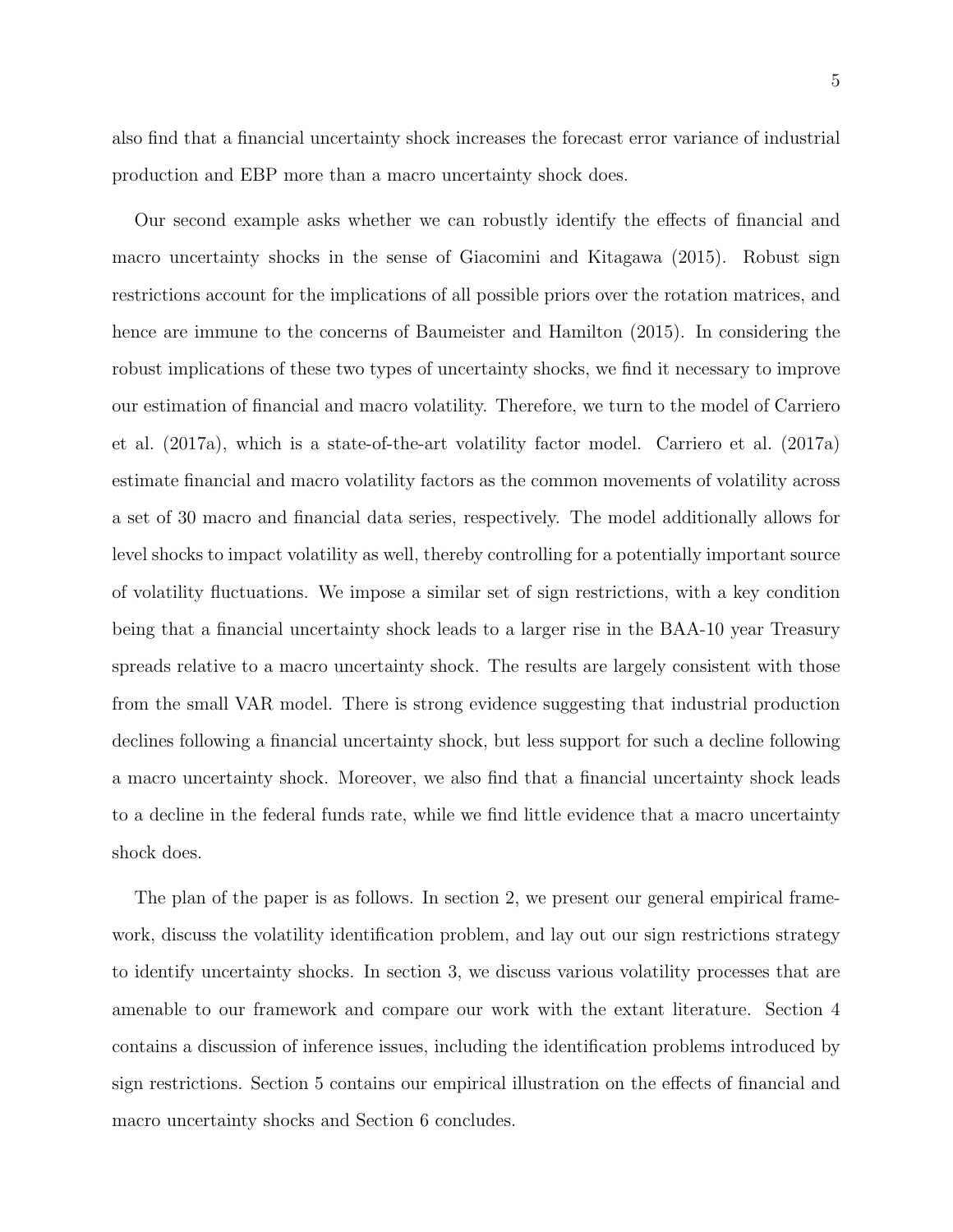also find that a financial uncertainty shock increases the forecast error variance of industrial production and EBP more than a macro uncertainty shock does.

Our second example asks whether we can robustly identify the effects of financial and macro uncertainty shocks in the sense of Giacomini and Kitagawa (2015). Robust sign restrictions account for the implications of all possible priors over the rotation matrices, and hence are immune to the concerns of Baumeister and Hamilton (2015). In considering the robust implications of these two types of uncertainty shocks, we find it necessary to improve our estimation of financial and macro volatility. Therefore, we turn to the model of Carriero et al. (2017a), which is a state-of-the-art volatility factor model. Carriero et al. (2017a) estimate financial and macro volatility factors as the common movements of volatility across a set of 30 macro and financial data series, respectively. The model additionally allows for level shocks to impact volatility as well, thereby controlling for a potentially important source of volatility fluctuations. We impose a similar set of sign restrictions, with a key condition being that a financial uncertainty shock leads to a larger rise in the BAA-10 year Treasury spreads relative to a macro uncertainty shock. The results are largely consistent with those from the small VAR model. There is strong evidence suggesting that industrial production declines following a financial uncertainty shock, but less support for such a decline following a macro uncertainty shock. Moreover, we also find that a financial uncertainty shock leads to a decline in the federal funds rate, while we find little evidence that a macro uncertainty shock does.

The plan of the paper is as follows. In section 2, we present our general empirical framework, discuss the volatility identification problem, and lay out our sign restrictions strategy to identify uncertainty shocks. In section 3, we discuss various volatility processes that are amenable to our framework and compare our work with the extant literature. Section 4 contains a discussion of inference issues, including the identification problems introduced by sign restrictions. Section 5 contains our empirical illustration on the effects of financial and macro uncertainty shocks and Section 6 concludes.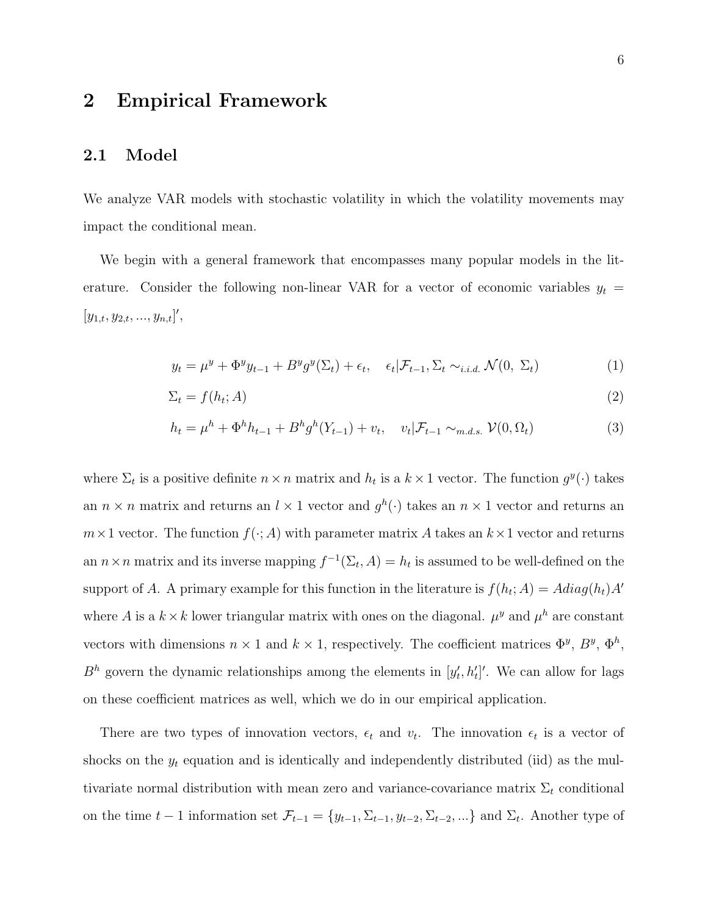# 2 Empirical Framework

## 2.1 Model

We analyze VAR models with stochastic volatility in which the volatility movements may impact the conditional mean.

We begin with a general framework that encompasses many popular models in the literature. Consider the following non-linear VAR for a vector of economic variables $y_t = [y_{1,t}, y_{2,t}, ..., y_{n,t}]'$,

$$y_t = \mu^y + \Phi^y y_{t-1} + B^y g^y(\Sigma_t) + \epsilon_t, \quad \epsilon_t | \mathcal{F}_{t-1}, \Sigma_t \sim_{i.i.d.} \mathcal{N}(0,\ \Sigma_t) \tag{1}$$

$$\Sigma_t = f(h_t; A) \tag{2}$$

$$h_t = \mu^h + \Phi^h h_{t-1} + B^h g^h(Y_{t-1}) + v_t, \quad v_t | \mathcal{F}_{t-1} \sim_{m.d.s.} \mathcal{V}(0, \Omega_t) \tag{3}$$

where $\Sigma_t$ is a positive definite $n \times n$ matrix and $h_t$ is a $k \times 1$ vector. The function $g^y(\cdot)$ takes an $n \times n$ matrix and returns an $l \times 1$ vector and $g^h(\cdot)$ takes an $n \times 1$ vector and returns an $m \times 1$ vector. The function $f(\cdot; A)$ with parameter matrix $A$ takes an $k \times 1$ vector and returns an $n \times n$ matrix and its inverse mapping $f^{-1}(\Sigma_t, A) = h_t$ is assumed to be well-defined on the support of $A$. A primary example for this function in the literature is $f(h_t; A) = A diag(h_t) A'$ where $A$ is a $k \times k$ lower triangular matrix with ones on the diagonal. $\mu^y$ and $\mu^h$ are constant vectors with dimensions $n \times 1$ and $k \times 1$, respectively. The coefficient matrices $\Phi^y$, $B^y$, $\Phi^h$, $B^h$ govern the dynamic relationships among the elements in $[y_t', h_t']'$. We can allow for lags on these coefficient matrices as well, which we do in our empirical application.

There are two types of innovation vectors, $\epsilon_t$ and $v_t$. The innovation $\epsilon_t$ is a vector of shocks on the $y_t$ equation and is identically and independently distributed (iid) as the multivariate normal distribution with mean zero and variance-covariance matrix $\Sigma_t$ conditional on the time $t-1$ information set $\mathcal{F}_{t-1} = \{y_{t-1}, \Sigma_{t-1}, y_{t-2}, \Sigma_{t-2}, ...\}$ and $\Sigma_t$. Another type of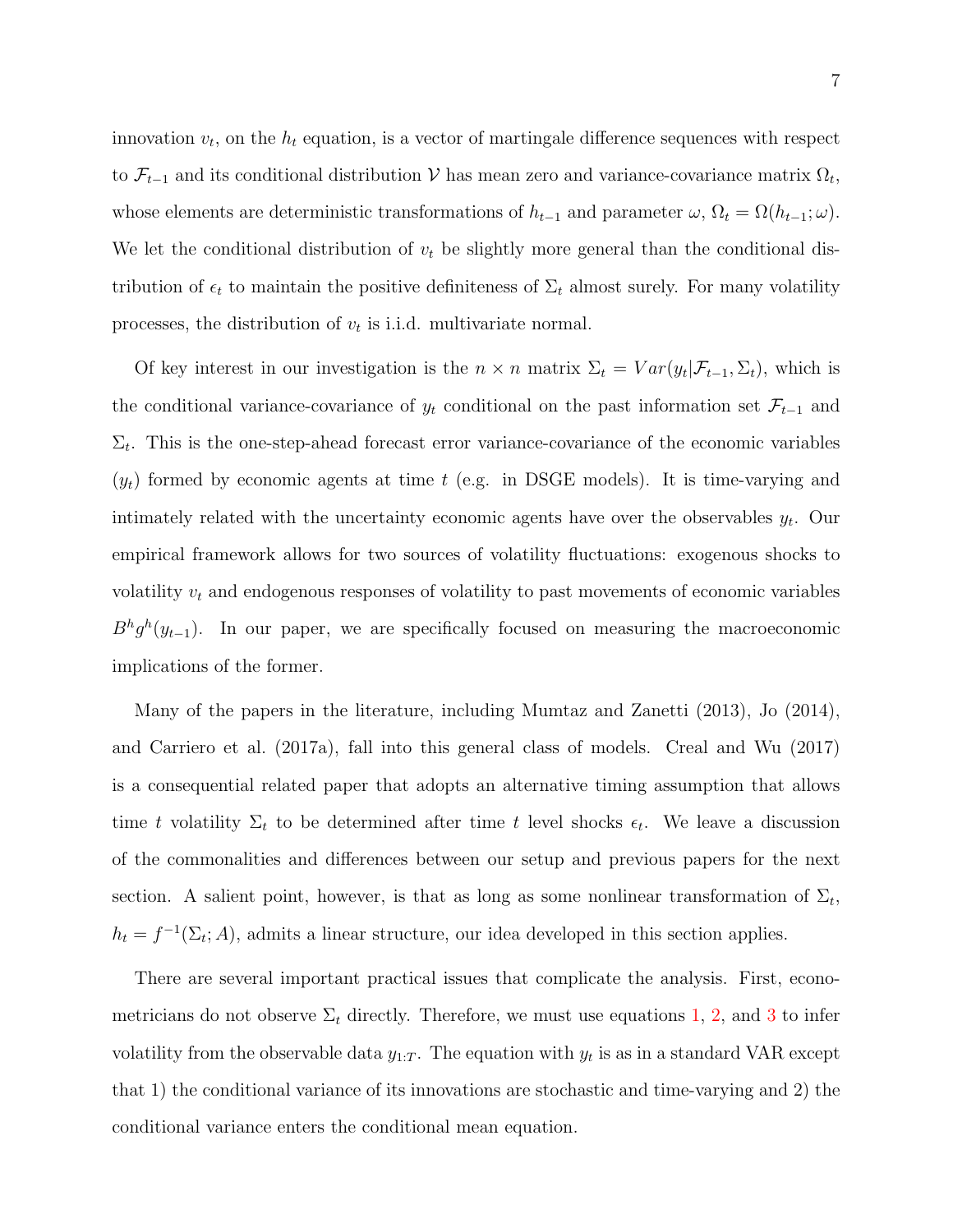innovation $v_t$, on the $h_t$ equation, is a vector of martingale difference sequences with respect to $\mathcal{F}_{t-1}$ and its conditional distribution $\mathcal{V}$ has mean zero and variance-covariance matrix $\Omega_t$, whose elements are deterministic transformations of $h_{t-1}$ and parameter $\omega$, $\Omega_t = \Omega(h_{t-1}; \omega)$. We let the conditional distribution of $v_t$ be slightly more general than the conditional distribution of $\epsilon_t$ to maintain the positive definiteness of $\Sigma_t$ almost surely. For many volatility processes, the distribution of $v_t$ is i.i.d. multivariate normal.

Of key interest in our investigation is the $n \times n$ matrix $\Sigma_t = Var(y_t|\mathcal{F}_{t-1}, \Sigma_t)$, which is the conditional variance-covariance of $y_t$ conditional on the past information set $\mathcal{F}_{t-1}$ and $\Sigma_t$. This is the one-step-ahead forecast error variance-covariance of the economic variables ($y_t$) formed by economic agents at time $t$ (e.g. in DSGE models). It is time-varying and intimately related with the uncertainty economic agents have over the observables $y_t$. Our empirical framework allows for two sources of volatility fluctuations: exogenous shocks to volatility $v_t$ and endogenous responses of volatility to past movements of economic variables $B^h g^h(y_{t-1})$. In our paper, we are specifically focused on measuring the macroeconomic implications of the former.

Many of the papers in the literature, including Mumtaz and Zanetti (2013), Jo (2014), and Carriero et al. (2017a), fall into this general class of models. Creal and Wu (2017) is a consequential related paper that adopts an alternative timing assumption that allows time $t$ volatility $\Sigma_t$ to be determined after time $t$ level shocks $\epsilon_t$. We leave a discussion of the commonalities and differences between our setup and previous papers for the next section. A salient point, however, is that as long as some nonlinear transformation of $\Sigma_t$, $h_t = f^{-1}(\Sigma_t; A)$, admits a linear structure, our idea developed in this section applies.

There are several important practical issues that complicate the analysis. First, econometricians do not observe $\Sigma_t$ directly. Therefore, we must use equations 1, 2, and 3 to infer volatility from the observable data $y_{1:T}$. The equation with $y_t$ is as in a standard VAR except that 1) the conditional variance of its innovations are stochastic and time-varying and 2) the conditional variance enters the conditional mean equation.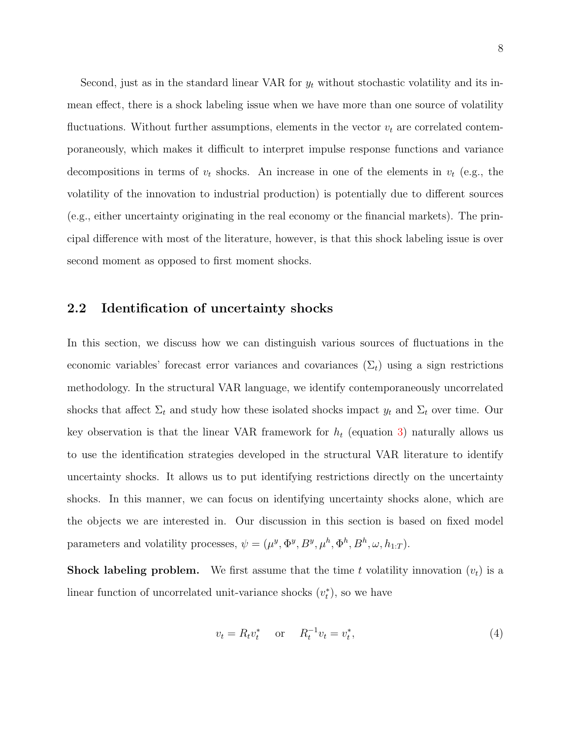Second, just as in the standard linear VAR for $y_t$ without stochastic volatility and its in-mean effect, there is a shock labeling issue when we have more than one source of volatility fluctuations. Without further assumptions, elements in the vector $v_t$ are correlated contemporaneously, which makes it difficult to interpret impulse response functions and variance decompositions in terms of $v_t$ shocks. An increase in one of the elements in $v_t$ (e.g., the volatility of the innovation to industrial production) is potentially due to different sources (e.g., either uncertainty originating in the real economy or the financial markets). The principal difference with most of the literature, however, is that this shock labeling issue is over second moment as opposed to first moment shocks.

## 2.2 Identification of uncertainty shocks

In this section, we discuss how we can distinguish various sources of fluctuations in the economic variables' forecast error variances and covariances ($\Sigma_t$) using a sign restrictions methodology. In the structural VAR language, we identify contemporaneously uncorrelated shocks that affect $\Sigma_t$ and study how these isolated shocks impact $y_t$ and $\Sigma_t$ over time. Our key observation is that the linear VAR framework for $h_t$ (equation 3) naturally allows us to use the identification strategies developed in the structural VAR literature to identify uncertainty shocks. It allows us to put identifying restrictions directly on the uncertainty shocks. In this manner, we can focus on identifying uncertainty shocks alone, which are the objects we are interested in. Our discussion in this section is based on fixed model parameters and volatility processes, $\psi = (\mu^y, \Phi^y, B^y, \mu^h, \Phi^h, B^h, \omega, h_{1:T})$.

**Shock labeling problem.** We first assume that the time $t$ volatility innovation ($v_t$) is a linear function of uncorrelated unit-variance shocks ($v_t^*$), so we have

$$v_t = R_t v_t^* \quad \text{or} \quad R_t^{-1} v_t = v_t^*, \tag{4}$$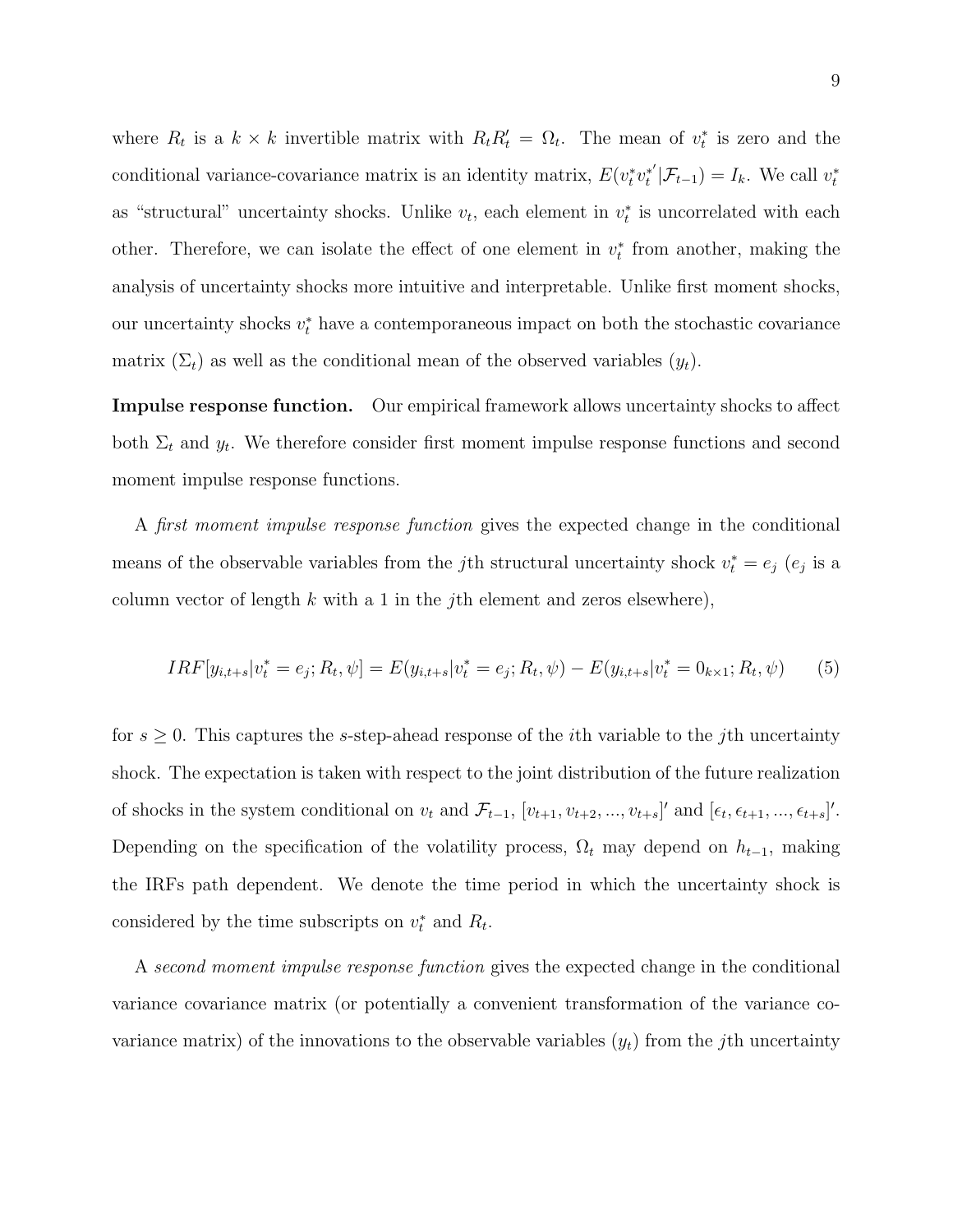where $R_t$ is a $k \times k$ invertible matrix with $R_t R_t' = \Omega_t$. The mean of $v_t^*$ is zero and the conditional variance-covariance matrix is an identity matrix, $E(v_t^* v_t^{*'} | \mathcal{F}_{t-1}) = I_k$. We call $v_t^*$ as "structural" uncertainty shocks. Unlike $v_t$, each element in $v_t^*$ is uncorrelated with each other. Therefore, we can isolate the effect of one element in $v_t^*$ from another, making the analysis of uncertainty shocks more intuitive and interpretable. Unlike first moment shocks, our uncertainty shocks $v_t^*$ have a contemporaneous impact on both the stochastic covariance matrix ($\Sigma_t$) as well as the conditional mean of the observed variables ($y_t$).

**Impulse response function.** Our empirical framework allows uncertainty shocks to affect both $\Sigma_t$ and $y_t$. We therefore consider first moment impulse response functions and second moment impulse response functions.

A *first moment impulse response function* gives the expected change in the conditional means of the observable variables from the $j$th structural uncertainty shock $v_t^* = e_j$ ($e_j$ is a column vector of length $k$ with a 1 in the $j$th element and zeros elsewhere),

$$IRF[y_{i,t+s} | v_t^* = e_j; R_t, \psi] = E(y_{i,t+s} | v_t^* = e_j; R_t, \psi) - E(y_{i,t+s} | v_t^* = 0_{k \times 1}; R_t, \psi) \qquad (5)$$

for $s \geq 0$. This captures the $s$-step-ahead response of the $i$th variable to the $j$th uncertainty shock. The expectation is taken with respect to the joint distribution of the future realization of shocks in the system conditional on $v_t$ and $\mathcal{F}_{t-1}$, $[v_{t+1}, v_{t+2}, ..., v_{t+s}]'$ and $[\epsilon_t, \epsilon_{t+1}, ..., \epsilon_{t+s}]'$. Depending on the specification of the volatility process, $\Omega_t$ may depend on $h_{t-1}$, making the IRFs path dependent. We denote the time period in which the uncertainty shock is considered by the time subscripts on $v_t^*$ and $R_t$.

A *second moment impulse response function* gives the expected change in the conditional variance covariance matrix (or potentially a convenient transformation of the variance covariance matrix) of the innovations to the observable variables ($y_t$) from the $j$th uncertainty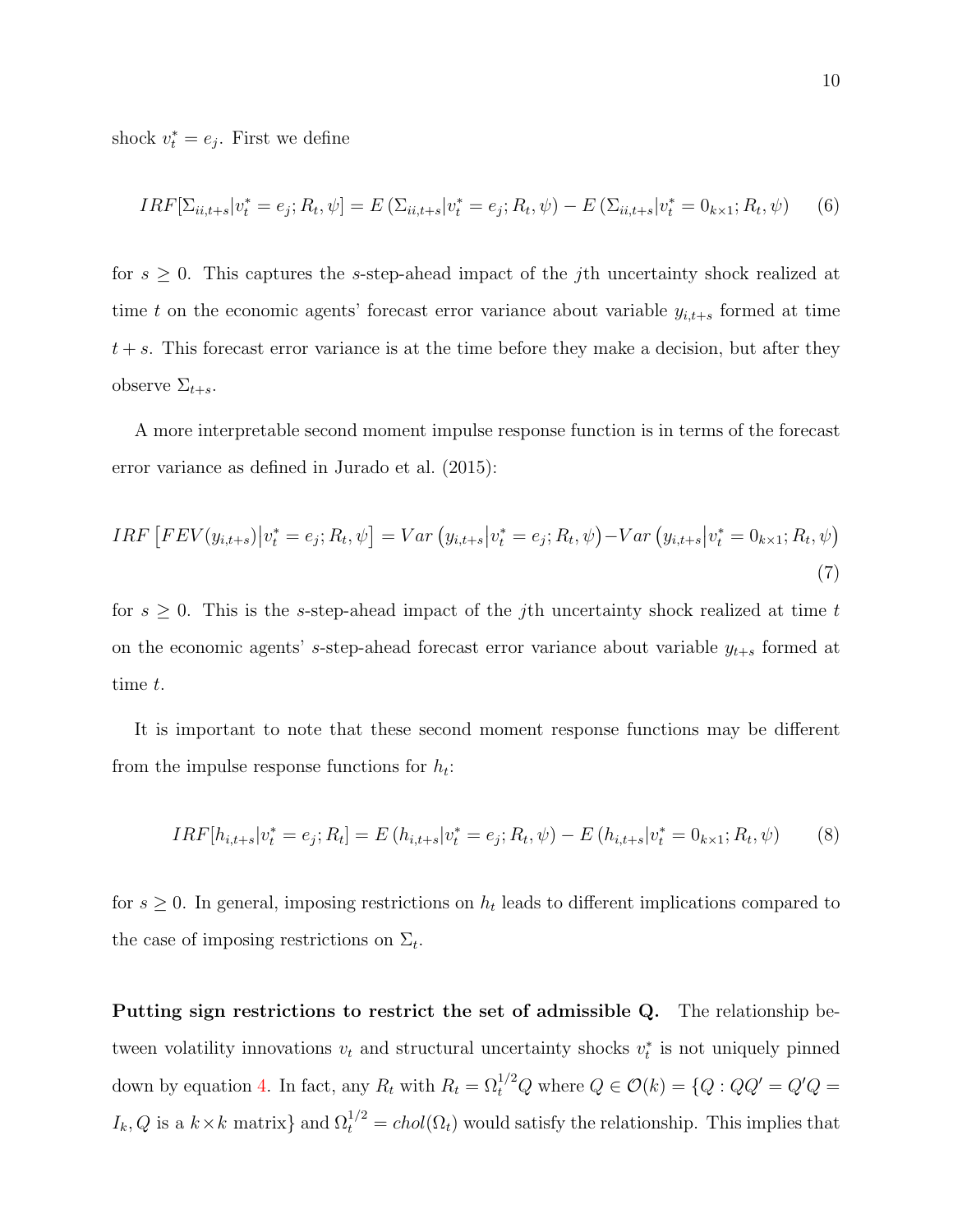shock $v_t^* = e_j$. First we define

$$IRF[\Sigma_{ii,t+s}|v_t^* = e_j; R_t, \psi] = E\left(\Sigma_{ii,t+s}|v_t^* = e_j; R_t, \psi\right) - E\left(\Sigma_{ii,t+s}|v_t^* = 0_{k\times 1}; R_t, \psi\right) \tag{6}$$

for $s \geq 0$. This captures the $s$-step-ahead impact of the $j$th uncertainty shock realized at time $t$ on the economic agents' forecast error variance about variable $y_{i,t+s}$ formed at time $t+s$. This forecast error variance is at the time before they make a decision, but after they observe $\Sigma_{t+s}$.

A more interpretable second moment impulse response function is in terms of the forecast error variance as defined in Jurado et al. (2015):

$$IRF\left[FEV(y_{i,t+s})\middle|v_t^* = e_j; R_t, \psi\right] = Var\left(y_{i,t+s}\middle|v_t^* = e_j; R_t, \psi\right) - Var\left(y_{i,t+s}\middle|v_t^* = 0_{k\times 1}; R_t, \psi\right) \tag{7}$$

for $s \geq 0$. This is the $s$-step-ahead impact of the $j$th uncertainty shock realized at time $t$ on the economic agents' $s$-step-ahead forecast error variance about variable $y_{t+s}$ formed at time $t$.

It is important to note that these second moment response functions may be different from the impulse response functions for $h_t$:

$$IRF[h_{i,t+s}|v_t^* = e_j; R_t] = E\left(h_{i,t+s}|v_t^* = e_j; R_t, \psi\right) - E\left(h_{i,t+s}|v_t^* = 0_{k\times 1}; R_t, \psi\right) \tag{8}$$

for $s \geq 0$. In general, imposing restrictions on $h_t$ leads to different implications compared to the case of imposing restrictions on $\Sigma_t$.

**Putting sign restrictions to restrict the set of admissible Q.** The relationship between volatility innovations $v_t$ and structural uncertainty shocks $v_t^*$ is not uniquely pinned down by equation 4. In fact, any $R_t$ with $R_t = \Omega_t^{1/2} Q$ where $Q \in \mathcal{O}(k) = \{Q : QQ' = Q'Q = I_k, Q \text{ is a } k\times k \text{ matrix}\}$ and $\Omega_t^{1/2} = chol(\Omega_t)$ would satisfy the relationship. This implies that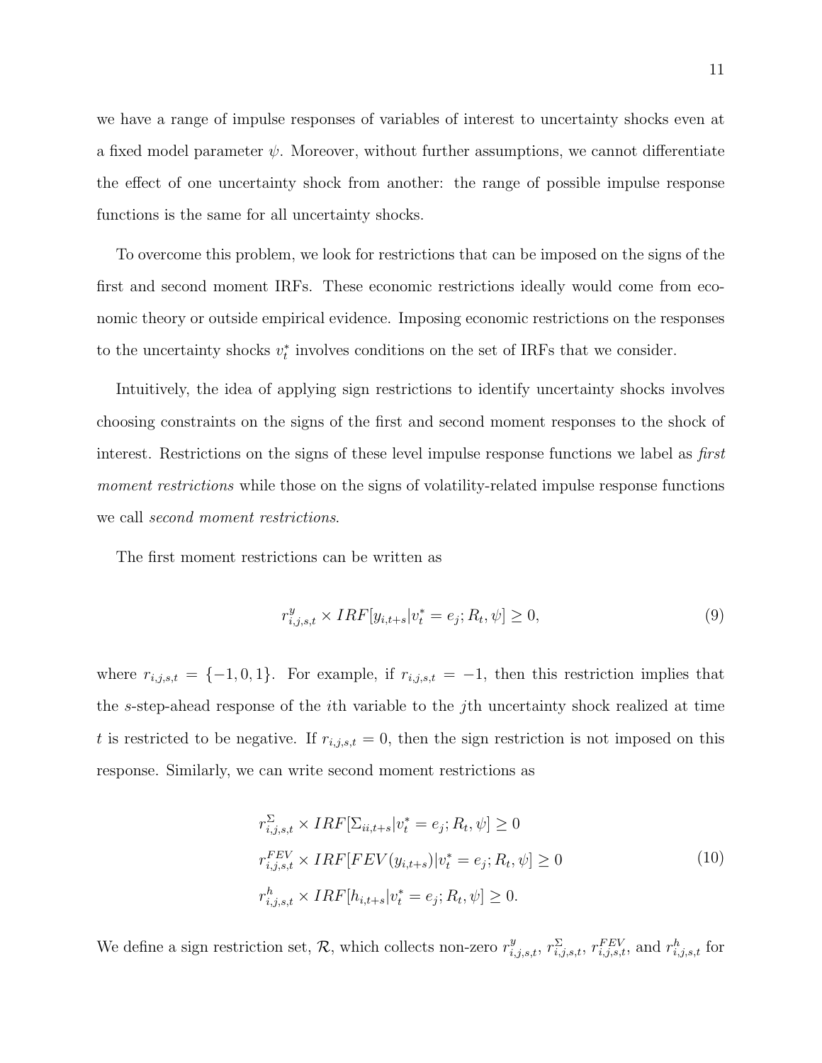we have a range of impulse responses of variables of interest to uncertainty shocks even at a fixed model parameter $\psi$. Moreover, without further assumptions, we cannot differentiate the effect of one uncertainty shock from another: the range of possible impulse response functions is the same for all uncertainty shocks.

To overcome this problem, we look for restrictions that can be imposed on the signs of the first and second moment IRFs. These economic restrictions ideally would come from economic theory or outside empirical evidence. Imposing economic restrictions on the responses to the uncertainty shocks $v_t^*$ involves conditions on the set of IRFs that we consider.

Intuitively, the idea of applying sign restrictions to identify uncertainty shocks involves choosing constraints on the signs of the first and second moment responses to the shock of interest. Restrictions on the signs of these level impulse response functions we label as *first moment restrictions* while those on the signs of volatility-related impulse response functions we call *second moment restrictions*.

The first moment restrictions can be written as

$$r^y_{i,j,s,t} \times IRF[y_{i,t+s}|v_t^* = e_j; R_t, \psi] \geq 0, \tag{9}$$

where $r_{i,j,s,t} = \{-1, 0, 1\}$. For example, if $r_{i,j,s,t} = -1$, then this restriction implies that the $s$-step-ahead response of the $i$th variable to the $j$th uncertainty shock realized at time $t$ is restricted to be negative. If $r_{i,j,s,t} = 0$, then the sign restriction is not imposed on this response. Similarly, we can write second moment restrictions as

$$\begin{aligned} r^{\Sigma}_{i,j,s,t} \times IRF[\Sigma_{ii,t+s}|v_t^* = e_j; R_t, \psi] &\geq 0 \\ r^{FEV}_{i,j,s,t} \times IRF[FEV(y_{i,t+s})|v_t^* = e_j; R_t, \psi] &\geq 0 \\ r^{h}_{i,j,s,t} \times IRF[h_{i,t+s}|v_t^* = e_j; R_t, \psi] &\geq 0. \end{aligned} \tag{10}$$

We define a sign restriction set, $\mathcal{R}$, which collects non-zero $r^y_{i,j,s,t}$, $r^{\Sigma}_{i,j,s,t}$, $r^{FEV}_{i,j,s,t}$, and $r^h_{i,j,s,t}$ for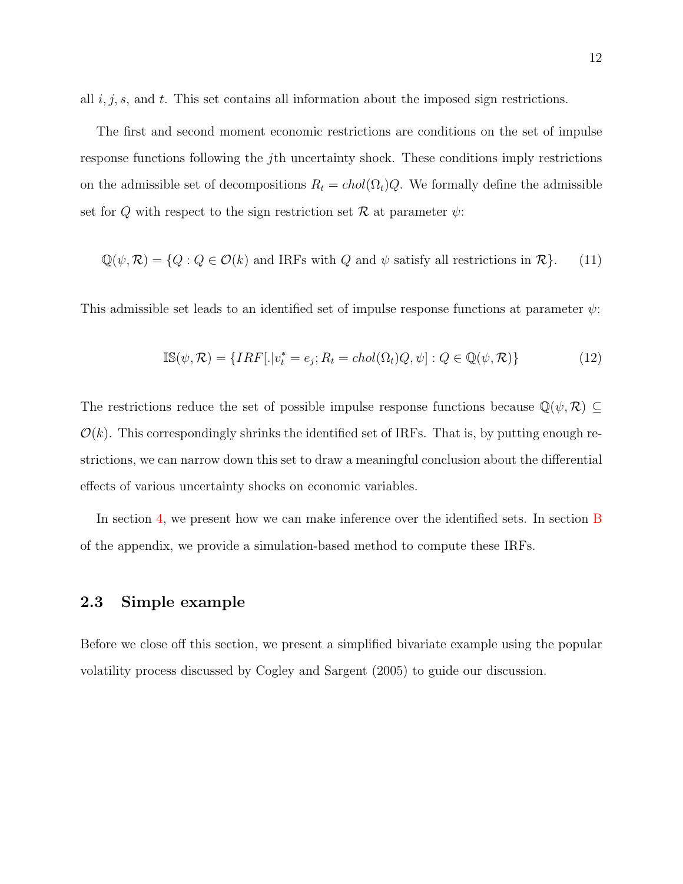all $i, j, s$, and $t$. This set contains all information about the imposed sign restrictions.

The first and second moment economic restrictions are conditions on the set of impulse response functions following the $j$th uncertainty shock. These conditions imply restrictions on the admissible set of decompositions $R_t = chol(\Omega_t)Q$. We formally define the admissible set for $Q$ with respect to the sign restriction set $\mathcal{R}$ at parameter $\psi$:

$$\mathbb{Q}(\psi, \mathcal{R}) = \{Q : Q \in \mathcal{O}(k) \text{ and IRFs with } Q \text{ and } \psi \text{ satisfy all restrictions in } \mathcal{R}\}. \tag{11}$$

This admissible set leads to an identified set of impulse response functions at parameter $\psi$:

$$\mathbb{IS}(\psi, \mathcal{R}) = \{IRF[.|v_t^* = e_j; R_t = chol(\Omega_t)Q, \psi] : Q \in \mathbb{Q}(\psi, \mathcal{R})\} \tag{12}$$

The restrictions reduce the set of possible impulse response functions because $\mathbb{Q}(\psi, \mathcal{R}) \subseteq \mathcal{O}(k)$. This correspondingly shrinks the identified set of IRFs. That is, by putting enough restrictions, we can narrow down this set to draw a meaningful conclusion about the differential effects of various uncertainty shocks on economic variables.

In section 4, we present how we can make inference over the identified sets. In section B of the appendix, we provide a simulation-based method to compute these IRFs.

### 2.3 Simple example

Before we close off this section, we present a simplified bivariate example using the popular volatility process discussed by Cogley and Sargent (2005) to guide our discussion.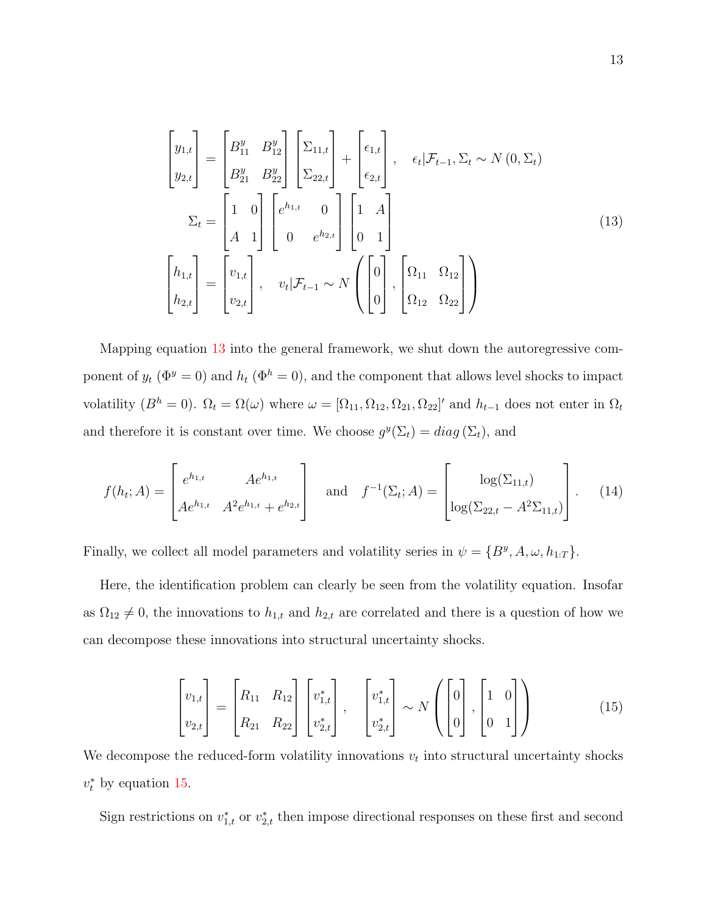$$
\begin{bmatrix} y_{1,t} \\ y_{2,t} \end{bmatrix} = \begin{bmatrix} B^y_{11} & B^y_{12} \\ B^y_{21} & B^y_{22} \end{bmatrix} \begin{bmatrix} \Sigma_{11,t} \\ \Sigma_{22,t} \end{bmatrix} + \begin{bmatrix} \epsilon_{1,t} \\ \epsilon_{2,t} \end{bmatrix}, \quad \epsilon_t | \mathcal{F}_{t-1}, \Sigma_t \sim N\left(0, \Sigma_t\right)
$$

$$
\Sigma_t = \begin{bmatrix} 1 & 0 \\ A & 1 \end{bmatrix} \begin{bmatrix} e^{h_{1,t}} & 0 \\ 0 & e^{h_{2,t}} \end{bmatrix} \begin{bmatrix} 1 & A \\ 0 & 1 \end{bmatrix} \tag{13}
$$

$$
\begin{bmatrix} h_{1,t} \\ h_{2,t} \end{bmatrix} = \begin{bmatrix} v_{1,t} \\ v_{2,t} \end{bmatrix}, \quad v_t | \mathcal{F}_{t-1} \sim N\left( \begin{bmatrix} 0 \\ 0 \end{bmatrix}, \begin{bmatrix} \Omega_{11} & \Omega_{12} \\ \Omega_{12} & \Omega_{22} \end{bmatrix} \right)
$$

Mapping equation 13 into the general framework, we shut down the autoregressive component of $y_t$ ($\Phi^y = 0$) and $h_t$ ($\Phi^h = 0$), and the component that allows level shocks to impact volatility ($B^h = 0$). $\Omega_t = \Omega(\omega)$ where $\omega = [\Omega_{11}, \Omega_{12}, \Omega_{21}, \Omega_{22}]'$ and $h_{t-1}$ does not enter in $\Omega_t$ and therefore it is constant over time. We choose $g^y(\Sigma_t) = diag\left(\Sigma_t\right)$, and

$$
f(h_t; A) = \begin{bmatrix} e^{h_{1,t}} & Ae^{h_{1,t}} \\ Ae^{h_{1,t}} & A^2 e^{h_{1,t}} + e^{h_{2,t}} \end{bmatrix} \quad \text{and} \quad f^{-1}(\Sigma_t; A) = \begin{bmatrix} \log(\Sigma_{11,t}) \\ \log(\Sigma_{22,t} - A^2 \Sigma_{11,t}) \end{bmatrix}. \tag{14}
$$

Finally, we collect all model parameters and volatility series in $\psi = \{B^y, A, \omega, h_{1:T}\}$.

Here, the identification problem can clearly be seen from the volatility equation. Insofar as $\Omega_{12} \neq 0$, the innovations to $h_{1,t}$ and $h_{2,t}$ are correlated and there is a question of how we can decompose these innovations into structural uncertainty shocks.

$$
\begin{bmatrix} v_{1,t} \\ v_{2,t} \end{bmatrix} = \begin{bmatrix} R_{11} & R_{12} \\ R_{21} & R_{22} \end{bmatrix} \begin{bmatrix} v^*_{1,t} \\ v^*_{2,t} \end{bmatrix}, \quad \begin{bmatrix} v^*_{1,t} \\ v^*_{2,t} \end{bmatrix} \sim N\left( \begin{bmatrix} 0 \\ 0 \end{bmatrix}, \begin{bmatrix} 1 & 0 \\ 0 & 1 \end{bmatrix} \right) \tag{15}
$$

We decompose the reduced-form volatility innovations $v_t$ into structural uncertainty shocks $v^*_t$ by equation 15.

Sign restrictions on $v^*_{1,t}$ or $v^*_{2,t}$ then impose directional responses on these first and second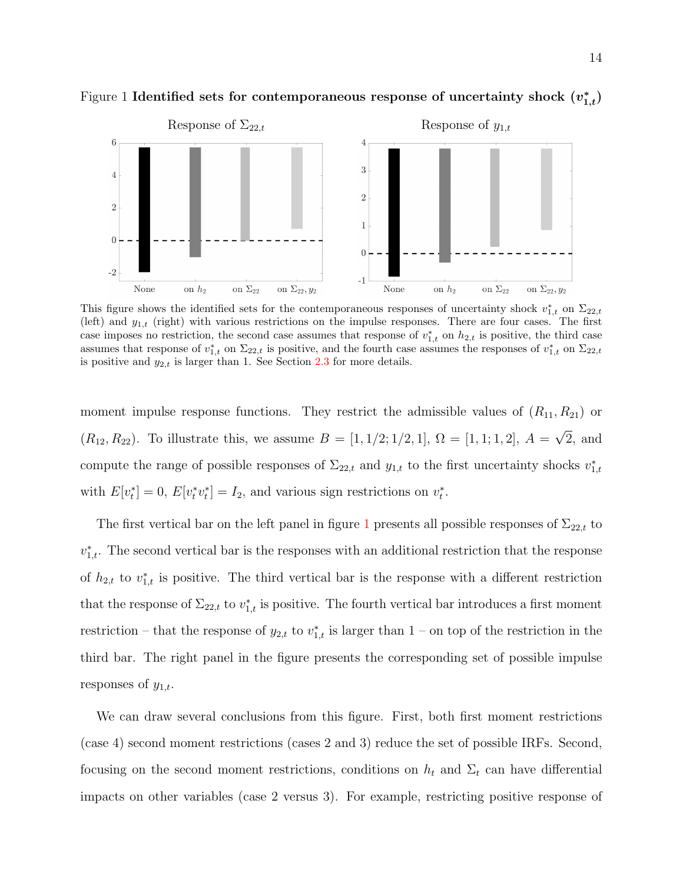Figure 1 **Identified sets for contemporaneous response of uncertainty shock ($v^*_{1,t}$)**

This figure shows the identified sets for the contemporaneous responses of uncertainty shock $v^*_{1,t}$ on $\Sigma_{22,t}$ (left) and $y_{1,t}$ (right) with various restrictions on the impulse responses. There are four cases. The first case imposes no restriction, the second case assumes that response of $v^*_{1,t}$ on $h_{2,t}$ is positive, the third case assumes that response of $v^*_{1,t}$ on $\Sigma_{22,t}$ is positive, and the fourth case assumes the responses of $v^*_{1,t}$ on $\Sigma_{22,t}$ is positive and $y_{2,t}$ is larger than 1. See Section 2.3 for more details.

moment impulse response functions. They restrict the admissible values of $(R_{11}, R_{21})$ or $(R_{12}, R_{22})$. To illustrate this, we assume $B = [1, 1/2; 1/2, 1]$, $\Omega = [1, 1; 1, 2]$, $A = \sqrt{2}$, and compute the range of possible responses of $\Sigma_{22,t}$ and $y_{1,t}$ to the first uncertainty shocks $v^*_{1,t}$ with $E[v^*_t] = 0$, $E[v^*_t v^*_t] = I_2$, and various sign restrictions on $v^*_t$.

The first vertical bar on the left panel in figure 1 presents all possible responses of $\Sigma_{22,t}$ to $v^*_{1,t}$. The second vertical bar is the responses with an additional restriction that the response of $h_{2,t}$ to $v^*_{1,t}$ is positive. The third vertical bar is the response with a different restriction that the response of $\Sigma_{22,t}$ to $v^*_{1,t}$ is positive. The fourth vertical bar introduces a first moment restriction – that the response of $y_{2,t}$ to $v^*_{1,t}$ is larger than 1 – on top of the restriction in the third bar. The right panel in the figure presents the corresponding set of possible impulse responses of $y_{1,t}$.

We can draw several conclusions from this figure. First, both first moment restrictions (case 4) second moment restrictions (cases 2 and 3) reduce the set of possible IRFs. Second, focusing on the second moment restrictions, conditions on $h_t$ and $\Sigma_t$ can have differential impacts on other variables (case 2 versus 3). For example, restricting positive response of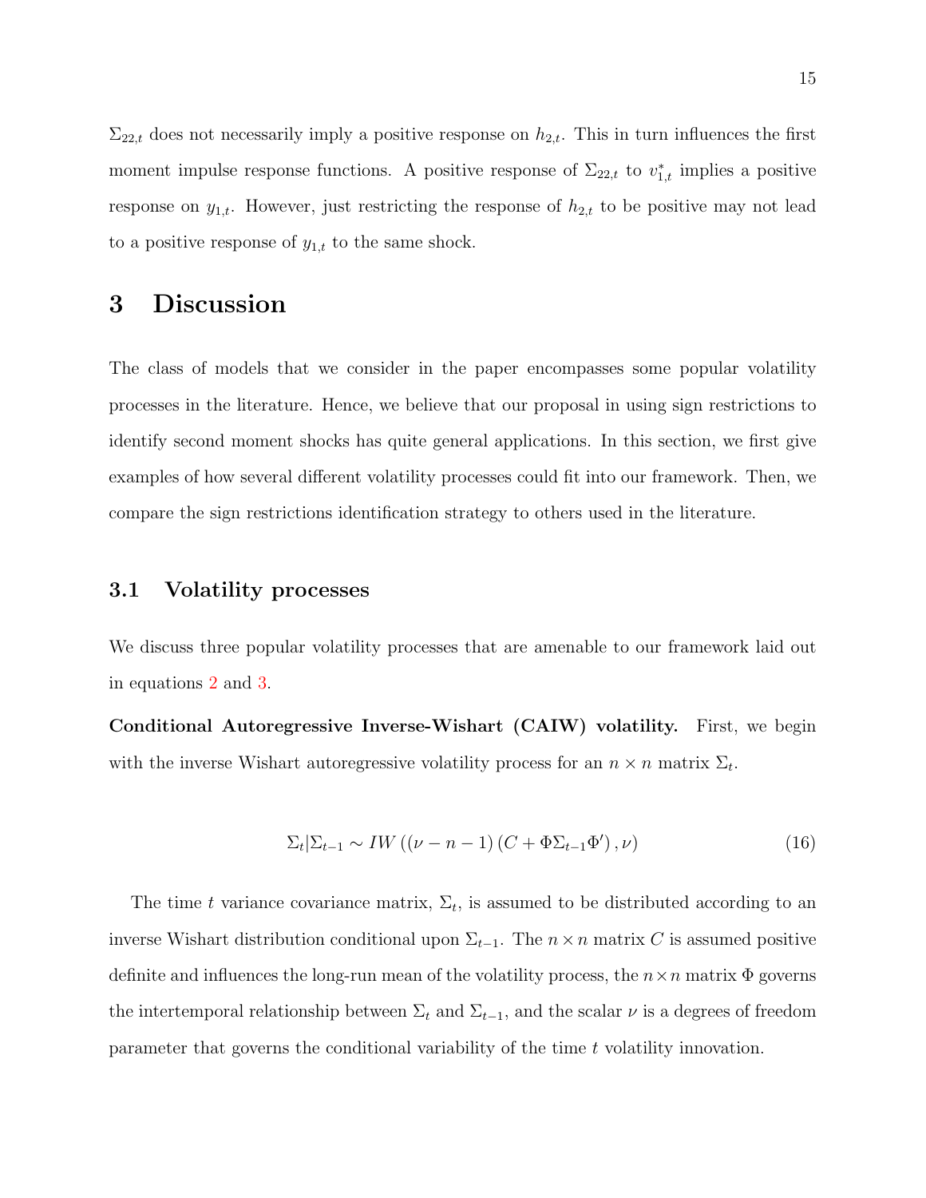$\Sigma_{22,t}$ does not necessarily imply a positive response on $h_{2,t}$. This in turn influences the first moment impulse response functions. A positive response of $\Sigma_{22,t}$ to $v^*_{1,t}$ implies a positive response on $y_{1,t}$. However, just restricting the response of $h_{2,t}$ to be positive may not lead to a positive response of $y_{1,t}$ to the same shock.

# 3 Discussion

The class of models that we consider in the paper encompasses some popular volatility processes in the literature. Hence, we believe that our proposal in using sign restrictions to identify second moment shocks has quite general applications. In this section, we first give examples of how several different volatility processes could fit into our framework. Then, we compare the sign restrictions identification strategy to others used in the literature.

## 3.1 Volatility processes

We discuss three popular volatility processes that are amenable to our framework laid out in equations 2 and 3.

**Conditional Autoregressive Inverse-Wishart (CAIW) volatility.** First, we begin with the inverse Wishart autoregressive volatility process for an $n \times n$ matrix $\Sigma_t$.

$$\Sigma_t | \Sigma_{t-1} \sim IW\left(\left(\nu - n - 1\right)\left(C + \Phi \Sigma_{t-1} \Phi'\right), \nu\right) \tag{16}$$

The time $t$ variance covariance matrix, $\Sigma_t$, is assumed to be distributed according to an inverse Wishart distribution conditional upon $\Sigma_{t-1}$. The $n \times n$ matrix $C$ is assumed positive definite and influences the long-run mean of the volatility process, the $n \times n$ matrix $\Phi$ governs the intertemporal relationship between $\Sigma_t$ and $\Sigma_{t-1}$, and the scalar $\nu$ is a degrees of freedom parameter that governs the conditional variability of the time $t$ volatility innovation.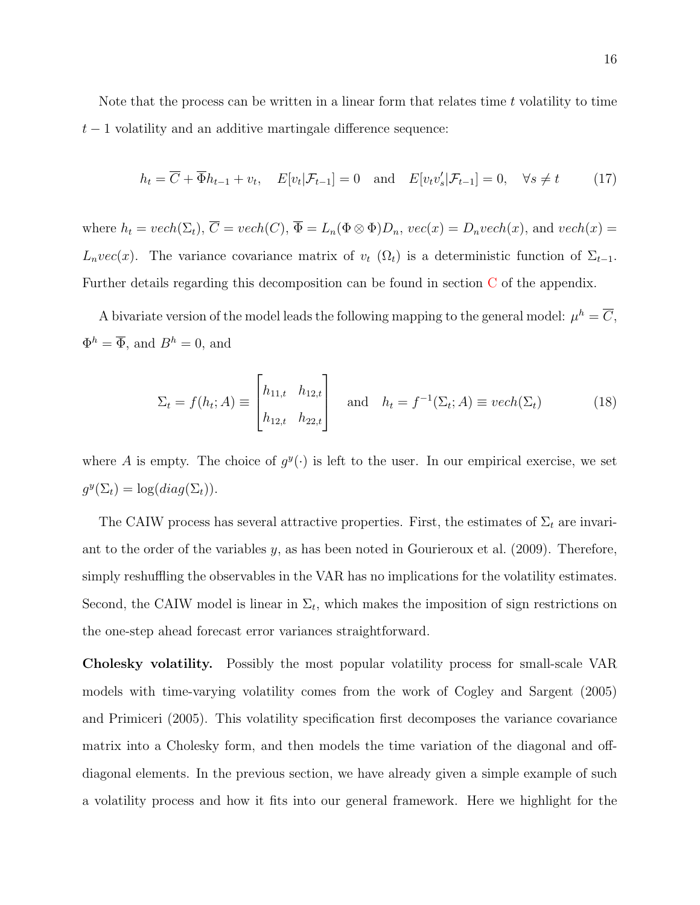Note that the process can be written in a linear form that relates time $t$ volatility to time $t-1$ volatility and an additive martingale difference sequence:

$$h_t = \overline{C} + \overline{\Phi} h_{t-1} + v_t, \quad E[v_t|\mathcal{F}_{t-1}] = 0 \quad \text{and} \quad E[v_t v_s'|\mathcal{F}_{t-1}] = 0, \quad \forall s \neq t \tag{17}$$

where $h_t = vech(\Sigma_t)$, $\overline{C} = vech(C)$, $\overline{\Phi} = L_n(\Phi \otimes \Phi)D_n$, $vec(x) = D_n vech(x)$, and $vech(x) = L_n vec(x)$. The variance covariance matrix of $v_t$ ($\Omega_t$) is a deterministic function of $\Sigma_{t-1}$. Further details regarding this decomposition can be found in section C of the appendix.

A bivariate version of the model leads the following mapping to the general model: $\mu^h = \overline{C}$, $\Phi^h = \overline{\Phi}$, and $B^h = 0$, and

$$\Sigma_t = f(h_t; A) \equiv \begin{bmatrix} h_{11,t} & h_{12,t} \\ h_{12,t} & h_{22,t} \end{bmatrix} \quad \text{and} \quad h_t = f^{-1}(\Sigma_t; A) \equiv vech(\Sigma_t) \tag{18}$$

where $A$ is empty. The choice of $g^y(\cdot)$ is left to the user. In our empirical exercise, we set $g^y(\Sigma_t) = \log(diag(\Sigma_t))$.

The CAIW process has several attractive properties. First, the estimates of $\Sigma_t$ are invariant to the order of the variables $y$, as has been noted in Gourieroux et al. (2009). Therefore, simply reshuffling the observables in the VAR has no implications for the volatility estimates. Second, the CAIW model is linear in $\Sigma_t$, which makes the imposition of sign restrictions on the one-step ahead forecast error variances straightforward.

**Cholesky volatility.** Possibly the most popular volatility process for small-scale VAR models with time-varying volatility comes from the work of Cogley and Sargent (2005) and Primiceri (2005). This volatility specification first decomposes the variance covariance matrix into a Cholesky form, and then models the time variation of the diagonal and off-diagonal elements. In the previous section, we have already given a simple example of such a volatility process and how it fits into our general framework. Here we highlight for the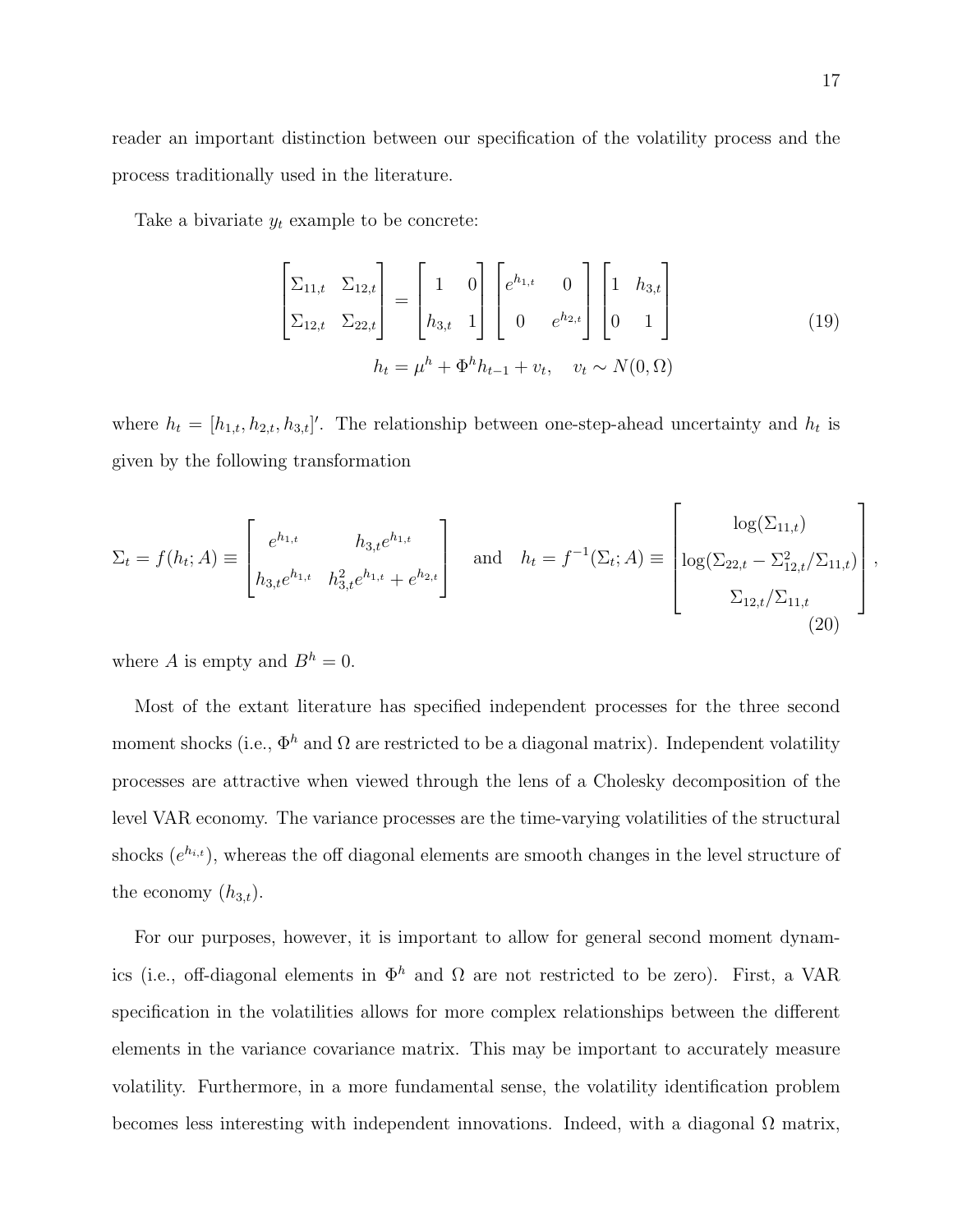reader an important distinction between our specification of the volatility process and the process traditionally used in the literature.

Take a bivariate $y_t$ example to be concrete:

$$
\begin{bmatrix} \Sigma_{11,t} & \Sigma_{12,t} \\ \Sigma_{12,t} & \Sigma_{22,t} \end{bmatrix} = \begin{bmatrix} 1 & 0 \\ h_{3,t} & 1 \end{bmatrix} \begin{bmatrix} e^{h_{1,t}} & 0 \\ 0 & e^{h_{2,t}} \end{bmatrix} \begin{bmatrix} 1 & h_{3,t} \\ 0 & 1 \end{bmatrix}
$$

$$
h_t = \mu^h + \Phi^h h_{t-1} + v_t, \quad v_t \sim N(0, \Omega) \tag{19}
$$

where $h_t = [h_{1,t}, h_{2,t}, h_{3,t}]'$. The relationship between one-step-ahead uncertainty and $h_t$ is given by the following transformation

$$
\Sigma_t = f(h_t; A) \equiv \begin{bmatrix} e^{h_{1,t}} & h_{3,t}e^{h_{1,t}} \\ h_{3,t}e^{h_{1,t}} & h_{3,t}^2 e^{h_{1,t}} + e^{h_{2,t}} \end{bmatrix} \quad \text{and} \quad h_t = f^{-1}(\Sigma_t; A) \equiv \begin{bmatrix} \log(\Sigma_{11,t}) \\ \log(\Sigma_{22,t} - \Sigma_{12,t}^2/\Sigma_{11,t}) \\ \Sigma_{12,t}/\Sigma_{11,t} \end{bmatrix}, \tag{20}
$$

where $A$ is empty and $B^h = 0$.

Most of the extant literature has specified independent processes for the three second moment shocks (i.e., $\Phi^h$ and $\Omega$ are restricted to be a diagonal matrix). Independent volatility processes are attractive when viewed through the lens of a Cholesky decomposition of the level VAR economy. The variance processes are the time-varying volatilities of the structural shocks ($e^{h_{i,t}}$), whereas the off diagonal elements are smooth changes in the level structure of the economy ($h_{3,t}$).

For our purposes, however, it is important to allow for general second moment dynamics (i.e., off-diagonal elements in $\Phi^h$ and $\Omega$ are not restricted to be zero). First, a VAR specification in the volatilities allows for more complex relationships between the different elements in the variance covariance matrix. This may be important to accurately measure volatility. Furthermore, in a more fundamental sense, the volatility identification problem becomes less interesting with independent innovations. Indeed, with a diagonal $\Omega$ matrix,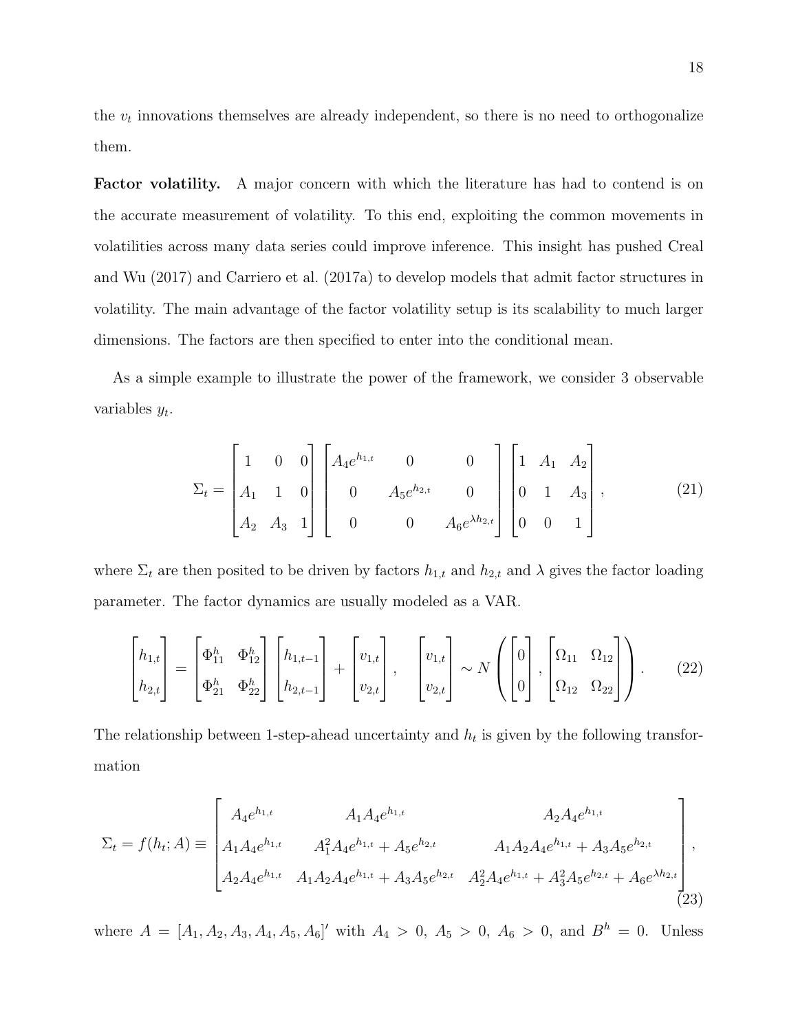the $v_t$ innovations themselves are already independent, so there is no need to orthogonalize them.

**Factor volatility.** A major concern with which the literature has had to contend is on the accurate measurement of volatility. To this end, exploiting the common movements in volatilities across many data series could improve inference. This insight has pushed Creal and Wu (2017) and Carriero et al. (2017a) to develop models that admit factor structures in volatility. The main advantage of the factor volatility setup is its scalability to much larger dimensions. The factors are then specified to enter into the conditional mean.

As a simple example to illustrate the power of the framework, we consider 3 observable variables $y_t$.

$$\Sigma_t = \begin{bmatrix} 1 & 0 & 0 \\ A_1 & 1 & 0 \\ A_2 & A_3 & 1 \end{bmatrix} \begin{bmatrix} A_4 e^{h_{1,t}} & 0 & 0 \\ 0 & A_5 e^{h_{2,t}} & 0 \\ 0 & 0 & A_6 e^{\lambda h_{2,t}} \end{bmatrix} \begin{bmatrix} 1 & A_1 & A_2 \\ 0 & 1 & A_3 \\ 0 & 0 & 1 \end{bmatrix}, \tag{21}$$

where $\Sigma_t$ are then posited to be driven by factors $h_{1,t}$ and $h_{2,t}$ and $\lambda$ gives the factor loading parameter. The factor dynamics are usually modeled as a VAR.

$$\begin{bmatrix} h_{1,t} \\ h_{2,t} \end{bmatrix} = \begin{bmatrix} \Phi^h_{11} & \Phi^h_{12} \\ \Phi^h_{21} & \Phi^h_{22} \end{bmatrix} \begin{bmatrix} h_{1,t-1} \\ h_{2,t-1} \end{bmatrix} + \begin{bmatrix} v_{1,t} \\ v_{2,t} \end{bmatrix}, \quad \begin{bmatrix} v_{1,t} \\ v_{2,t} \end{bmatrix} \sim N\left( \begin{bmatrix} 0 \\ 0 \end{bmatrix}, \begin{bmatrix} \Omega_{11} & \Omega_{12} \\ \Omega_{12} & \Omega_{22} \end{bmatrix} \right). \tag{22}$$

The relationship between 1-step-ahead uncertainty and $h_t$ is given by the following transformation

$$\Sigma_t = f(h_t; A) \equiv \begin{bmatrix} A_4 e^{h_{1,t}} & A_1 A_4 e^{h_{1,t}} & A_2 A_4 e^{h_{1,t}} \\ A_1 A_4 e^{h_{1,t}} & A_1^2 A_4 e^{h_{1,t}} + A_5 e^{h_{2,t}} & A_1 A_2 A_4 e^{h_{1,t}} + A_3 A_5 e^{h_{2,t}} \\ A_2 A_4 e^{h_{1,t}} & A_1 A_2 A_4 e^{h_{1,t}} + A_3 A_5 e^{h_{2,t}} & A_2^2 A_4 e^{h_{1,t}} + A_3^2 A_5 e^{h_{2,t}} + A_6 e^{\lambda h_{2,t}} \end{bmatrix}, \tag{23}$$

where $A = [A_1, A_2, A_3, A_4, A_5, A_6]'$ with $A_4 > 0$, $A_5 > 0$, $A_6 > 0$, and $B^h = 0$. Unless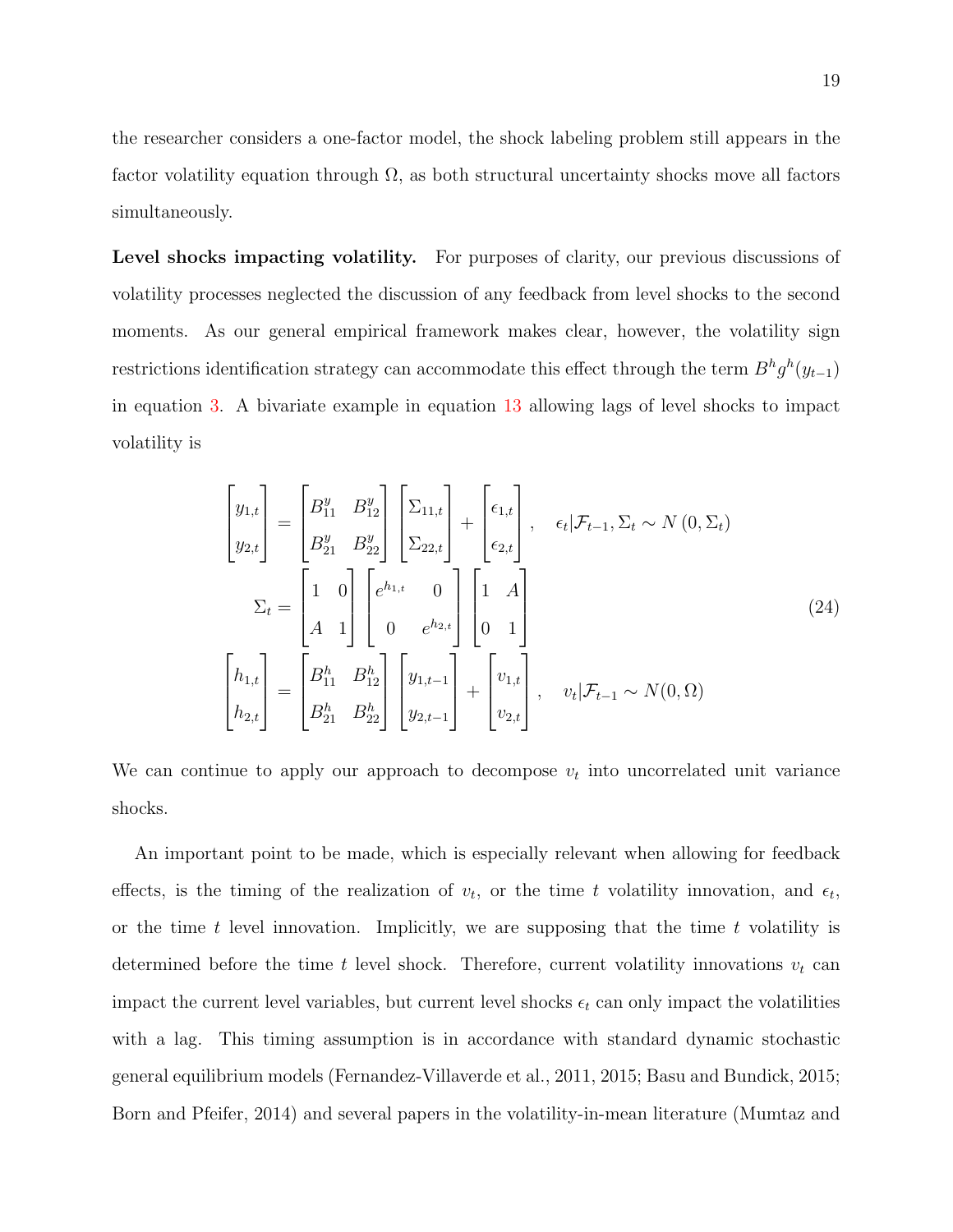the researcher considers a one-factor model, the shock labeling problem still appears in the factor volatility equation through $\Omega$, as both structural uncertainty shocks move all factors simultaneously.

**Level shocks impacting volatility.** For purposes of clarity, our previous discussions of volatility processes neglected the discussion of any feedback from level shocks to the second moments. As our general empirical framework makes clear, however, the volatility sign restrictions identification strategy can accommodate this effect through the term $B^h g^h(y_{t-1})$ in equation 3. A bivariate example in equation 13 allowing lags of level shocks to impact volatility is

$$
\begin{aligned}
\begin{bmatrix} y_{1,t} \\ y_{2,t} \end{bmatrix} &= \begin{bmatrix} B^y_{11} & B^y_{12} \\ B^y_{21} & B^y_{22} \end{bmatrix} \begin{bmatrix} \Sigma_{11,t} \\ \Sigma_{22,t} \end{bmatrix} + \begin{bmatrix} \epsilon_{1,t} \\ \epsilon_{2,t} \end{bmatrix}, \quad \epsilon_t | \mathcal{F}_{t-1}, \Sigma_t \sim N\left(0, \Sigma_t\right) \\
\Sigma_t &= \begin{bmatrix} 1 & 0 \\ A & 1 \end{bmatrix} \begin{bmatrix} e^{h_{1,t}} & 0 \\ 0 & e^{h_{2,t}} \end{bmatrix} \begin{bmatrix} 1 & A \\ 0 & 1 \end{bmatrix} \\
\begin{bmatrix} h_{1,t} \\ h_{2,t} \end{bmatrix} &= \begin{bmatrix} B^h_{11} & B^h_{12} \\ B^h_{21} & B^h_{22} \end{bmatrix} \begin{bmatrix} y_{1,t-1} \\ y_{2,t-1} \end{bmatrix} + \begin{bmatrix} v_{1,t} \\ v_{2,t} \end{bmatrix}, \quad v_t | \mathcal{F}_{t-1} \sim N(0, \Omega)
\end{aligned}
\tag{24}
$$

We can continue to apply our approach to decompose $v_t$ into uncorrelated unit variance shocks.

An important point to be made, which is especially relevant when allowing for feedback effects, is the timing of the realization of $v_t$, or the time $t$ volatility innovation, and $\epsilon_t$, or the time $t$ level innovation. Implicitly, we are supposing that the time $t$ volatility is determined before the time $t$ level shock. Therefore, current volatility innovations $v_t$ can impact the current level variables, but current level shocks $\epsilon_t$ can only impact the volatilities with a lag. This timing assumption is in accordance with standard dynamic stochastic general equilibrium models (Fernandez-Villaverde et al., 2011, 2015; Basu and Bundick, 2015; Born and Pfeifer, 2014) and several papers in the volatility-in-mean literature (Mumtaz and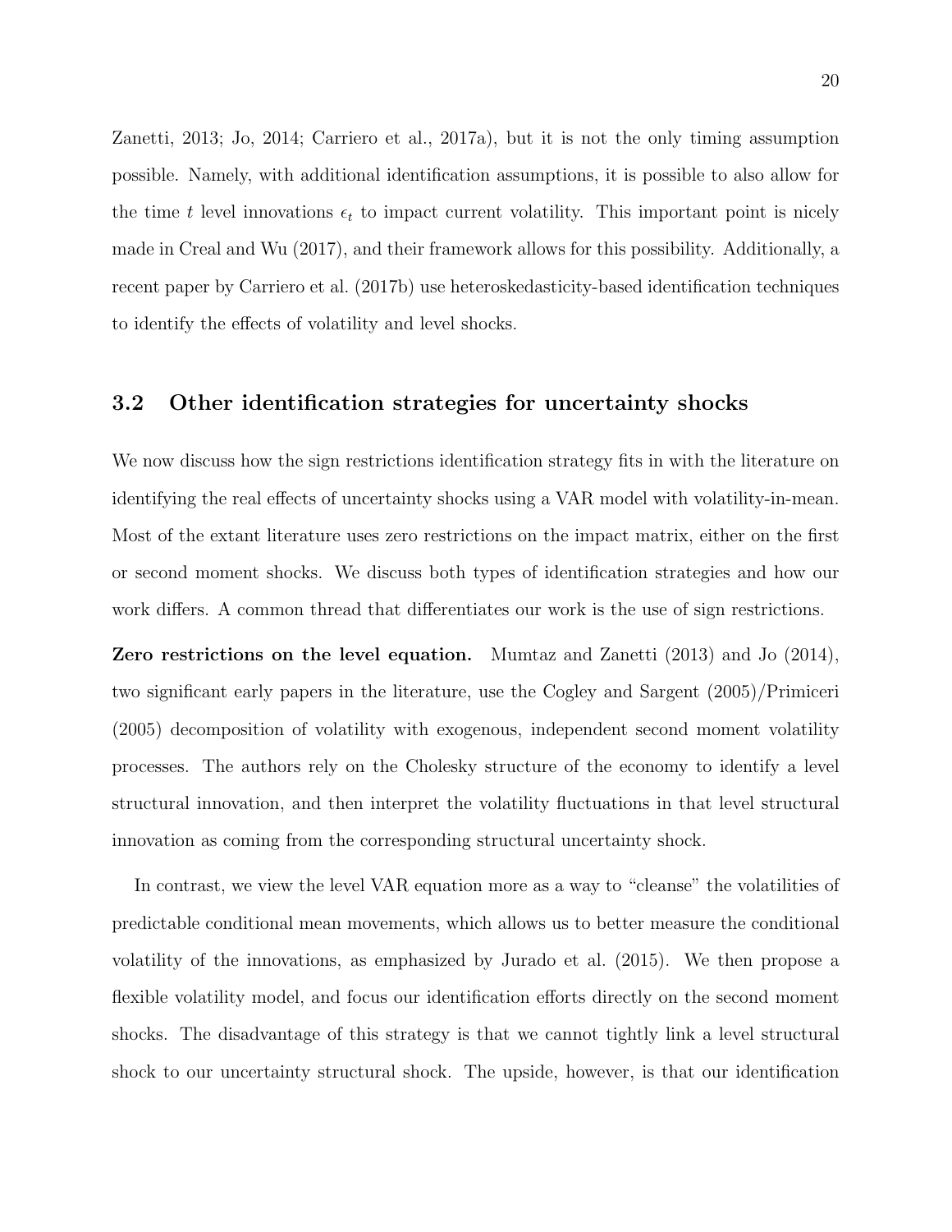Zanetti, 2013; Jo, 2014; Carriero et al., 2017a), but it is not the only timing assumption possible. Namely, with additional identification assumptions, it is possible to also allow for the time $t$ level innovations $\epsilon_t$ to impact current volatility. This important point is nicely made in Creal and Wu (2017), and their framework allows for this possibility. Additionally, a recent paper by Carriero et al. (2017b) use heteroskedasticity-based identification techniques to identify the effects of volatility and level shocks.

### 3.2 Other identification strategies for uncertainty shocks

We now discuss how the sign restrictions identification strategy fits in with the literature on identifying the real effects of uncertainty shocks using a VAR model with volatility-in-mean. Most of the extant literature uses zero restrictions on the impact matrix, either on the first or second moment shocks. We discuss both types of identification strategies and how our work differs. A common thread that differentiates our work is the use of sign restrictions.

**Zero restrictions on the level equation.** Mumtaz and Zanetti (2013) and Jo (2014), two significant early papers in the literature, use the Cogley and Sargent (2005)/Primiceri (2005) decomposition of volatility with exogenous, independent second moment volatility processes. The authors rely on the Cholesky structure of the economy to identify a level structural innovation, and then interpret the volatility fluctuations in that level structural innovation as coming from the corresponding structural uncertainty shock.

In contrast, we view the level VAR equation more as a way to "cleanse" the volatilities of predictable conditional mean movements, which allows us to better measure the conditional volatility of the innovations, as emphasized by Jurado et al. (2015). We then propose a flexible volatility model, and focus our identification efforts directly on the second moment shocks. The disadvantage of this strategy is that we cannot tightly link a level structural shock to our uncertainty structural shock. The upside, however, is that our identification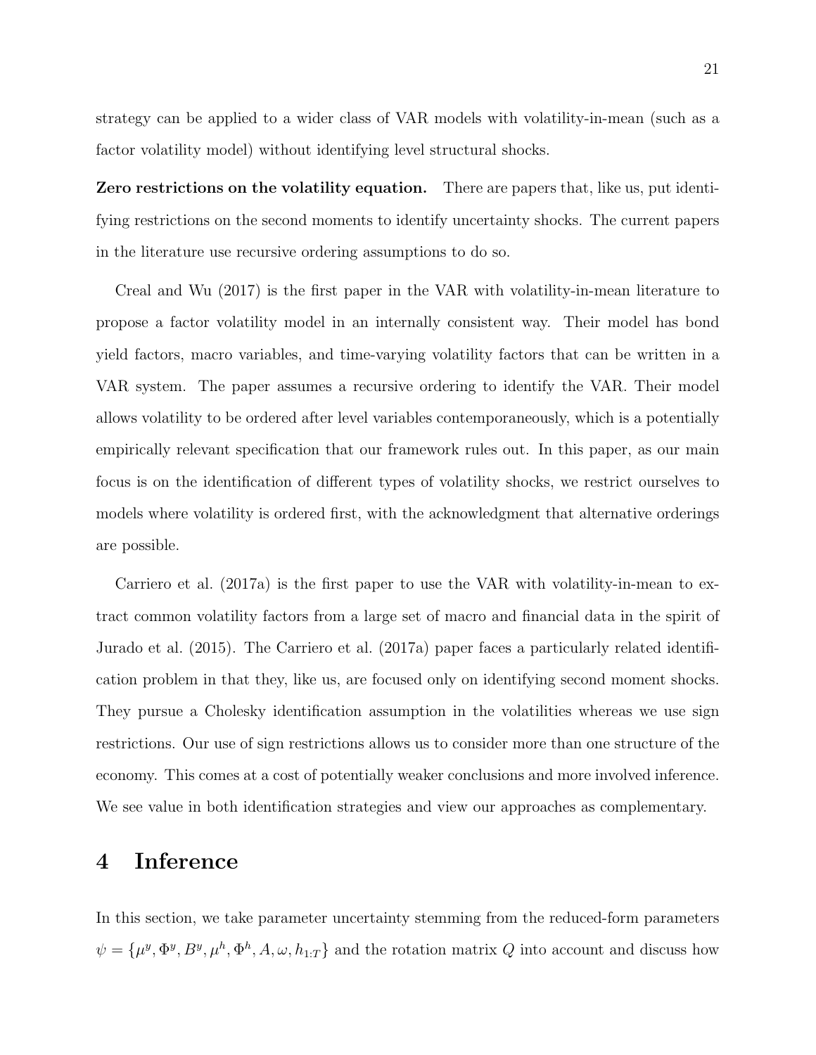strategy can be applied to a wider class of VAR models with volatility-in-mean (such as a factor volatility model) without identifying level structural shocks.

**Zero restrictions on the volatility equation.** There are papers that, like us, put identifying restrictions on the second moments to identify uncertainty shocks. The current papers in the literature use recursive ordering assumptions to do so.

Creal and Wu (2017) is the first paper in the VAR with volatility-in-mean literature to propose a factor volatility model in an internally consistent way. Their model has bond yield factors, macro variables, and time-varying volatility factors that can be written in a VAR system. The paper assumes a recursive ordering to identify the VAR. Their model allows volatility to be ordered after level variables contemporaneously, which is a potentially empirically relevant specification that our framework rules out. In this paper, as our main focus is on the identification of different types of volatility shocks, we restrict ourselves to models where volatility is ordered first, with the acknowledgment that alternative orderings are possible.

Carriero et al. (2017a) is the first paper to use the VAR with volatility-in-mean to extract common volatility factors from a large set of macro and financial data in the spirit of Jurado et al. (2015). The Carriero et al. (2017a) paper faces a particularly related identification problem in that they, like us, are focused only on identifying second moment shocks. They pursue a Cholesky identification assumption in the volatilities whereas we use sign restrictions. Our use of sign restrictions allows us to consider more than one structure of the economy. This comes at a cost of potentially weaker conclusions and more involved inference. We see value in both identification strategies and view our approaches as complementary.

# 4 Inference

In this section, we take parameter uncertainty stemming from the reduced-form parameters $\psi = \{\mu^y, \Phi^y, B^y, \mu^h, \Phi^h, A, \omega, h_{1:T}\}$ and the rotation matrix $Q$ into account and discuss how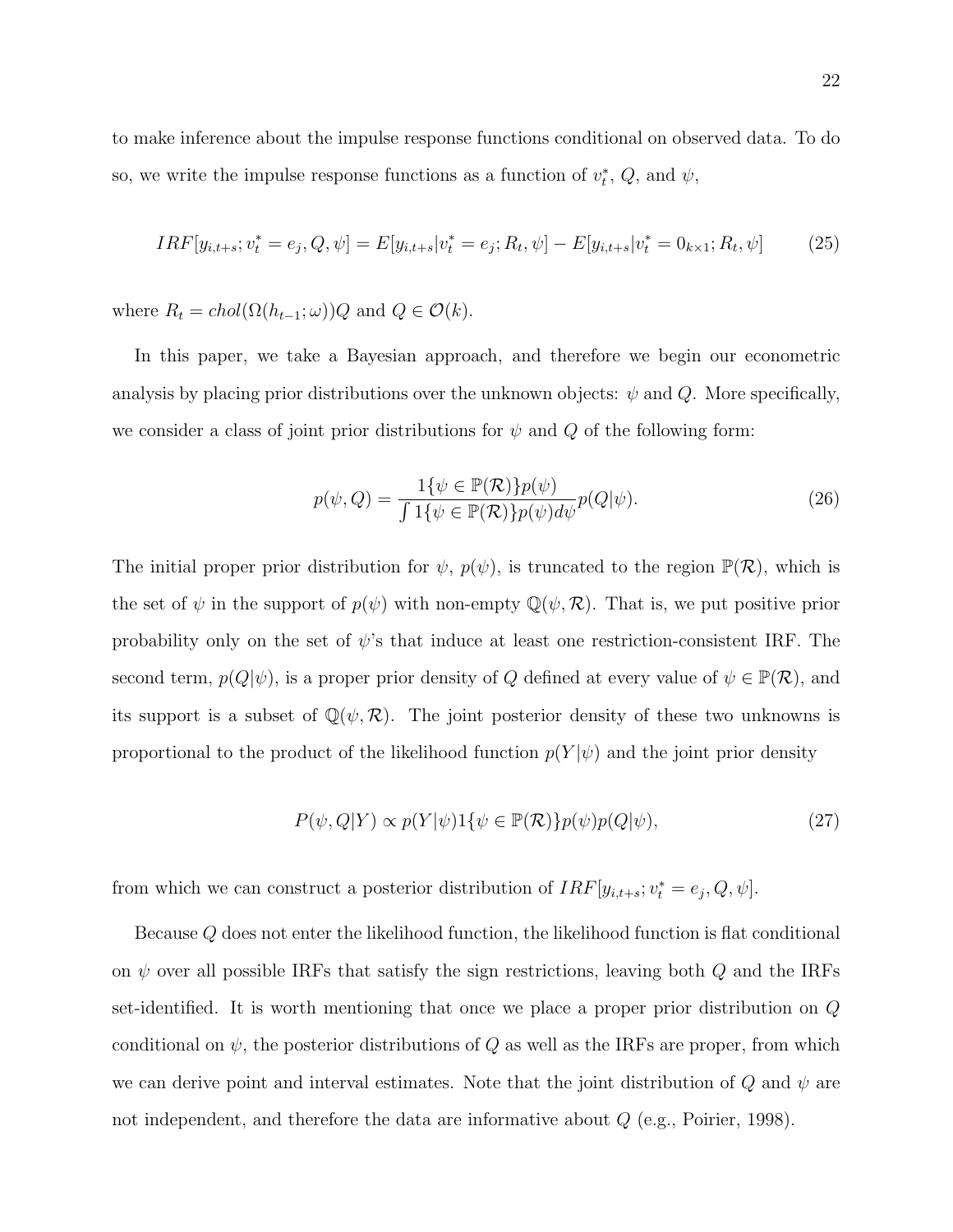to make inference about the impulse response functions conditional on observed data. To do so, we write the impulse response functions as a function of $v_t^*$, $Q$, and $\psi$,

$$IRF[y_{i,t+s}; v_t^* = e_j, Q, \psi] = E[y_{i,t+s}|v_t^* = e_j; R_t, \psi] - E[y_{i,t+s}|v_t^* = 0_{k\times 1}; R_t, \psi] \tag{25}$$

where $R_t = chol(\Omega(h_{t-1}; \omega))Q$ and $Q \in \mathcal{O}(k)$.

In this paper, we take a Bayesian approach, and therefore we begin our econometric analysis by placing prior distributions over the unknown objects: $\psi$ and $Q$. More specifically, we consider a class of joint prior distributions for $\psi$ and $Q$ of the following form:

$$p(\psi, Q) = \frac{1\{\psi \in \mathbb{P}(\mathcal{R})\}p(\psi)}{\int 1\{\psi \in \mathbb{P}(\mathcal{R})\}p(\psi)d\psi} p(Q|\psi). \tag{26}$$

The initial proper prior distribution for $\psi$, $p(\psi)$, is truncated to the region $\mathbb{P}(\mathcal{R})$, which is the set of $\psi$ in the support of $p(\psi)$ with non-empty $\mathbb{Q}(\psi, \mathcal{R})$. That is, we put positive prior probability only on the set of $\psi$'s that induce at least one restriction-consistent IRF. The second term, $p(Q|\psi)$, is a proper prior density of $Q$ defined at every value of $\psi \in \mathbb{P}(\mathcal{R})$, and its support is a subset of $\mathbb{Q}(\psi, \mathcal{R})$. The joint posterior density of these two unknowns is proportional to the product of the likelihood function $p(Y|\psi)$ and the joint prior density

$$P(\psi, Q|Y) \propto p(Y|\psi)1\{\psi \in \mathbb{P}(\mathcal{R})\}p(\psi)p(Q|\psi), \tag{27}$$

from which we can construct a posterior distribution of $IRF[y_{i,t+s}; v_t^* = e_j, Q, \psi]$.

Because $Q$ does not enter the likelihood function, the likelihood function is flat conditional on $\psi$ over all possible IRFs that satisfy the sign restrictions, leaving both $Q$ and the IRFs set-identified. It is worth mentioning that once we place a proper prior distribution on $Q$ conditional on $\psi$, the posterior distributions of $Q$ as well as the IRFs are proper, from which we can derive point and interval estimates. Note that the joint distribution of $Q$ and $\psi$ are not independent, and therefore the data are informative about $Q$ (e.g., Poirier, 1998).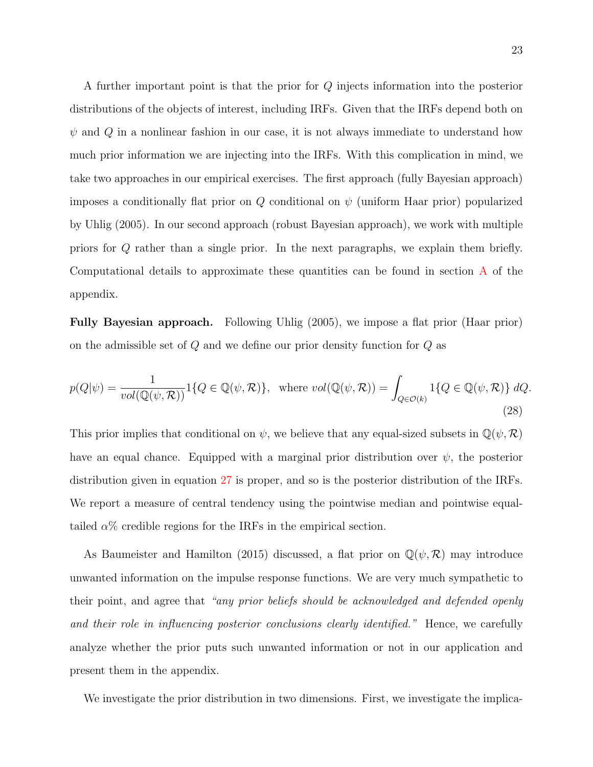A further important point is that the prior for $Q$ injects information into the posterior distributions of the objects of interest, including IRFs. Given that the IRFs depend both on $\psi$ and $Q$ in a nonlinear fashion in our case, it is not always immediate to understand how much prior information we are injecting into the IRFs. With this complication in mind, we take two approaches in our empirical exercises. The first approach (fully Bayesian approach) imposes a conditionally flat prior on $Q$ conditional on $\psi$ (uniform Haar prior) popularized by Uhlig (2005). In our second approach (robust Bayesian approach), we work with multiple priors for $Q$ rather than a single prior. In the next paragraphs, we explain them briefly. Computational details to approximate these quantities can be found in section A of the appendix.

**Fully Bayesian approach.** Following Uhlig (2005), we impose a flat prior (Haar prior) on the admissible set of $Q$ and we define our prior density function for $Q$ as

$$p(Q|\psi) = \frac{1}{vol(\mathbb{Q}(\psi, \mathcal{R}))} 1\{Q \in \mathbb{Q}(\psi, \mathcal{R})\}, \text{ where } vol(\mathbb{Q}(\psi, \mathcal{R})) = \int_{Q \in \mathcal{O}(k)} 1\{Q \in \mathbb{Q}(\psi, \mathcal{R})\}\, dQ. \tag{28}$$

This prior implies that conditional on $\psi$, we believe that any equal-sized subsets in $\mathbb{Q}(\psi, \mathcal{R})$ have an equal chance. Equipped with a marginal prior distribution over $\psi$, the posterior distribution given in equation 27 is proper, and so is the posterior distribution of the IRFs. We report a measure of central tendency using the pointwise median and pointwise equal-tailed $\alpha\%$ credible regions for the IRFs in the empirical section.

As Baumeister and Hamilton (2015) discussed, a flat prior on $\mathbb{Q}(\psi, \mathcal{R})$ may introduce unwanted information on the impulse response functions. We are very much sympathetic to their point, and agree that *"any prior beliefs should be acknowledged and defended openly and their role in influencing posterior conclusions clearly identified."* Hence, we carefully analyze whether the prior puts such unwanted information or not in our application and present them in the appendix.

We investigate the prior distribution in two dimensions. First, we investigate the implica-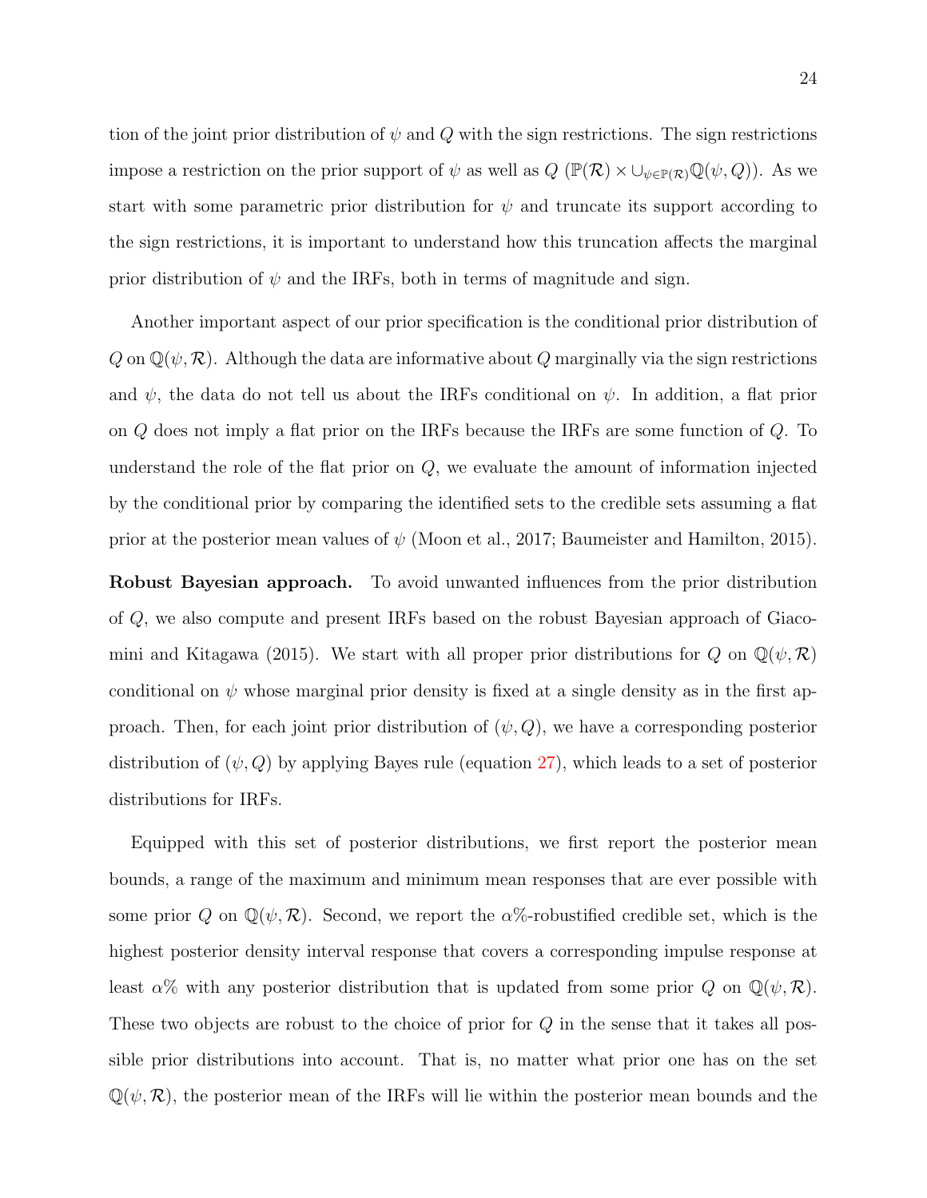tion of the joint prior distribution of $\psi$ and $Q$ with the sign restrictions. The sign restrictions impose a restriction on the prior support of $\psi$ as well as $Q$ ($\mathbb{P}(\mathcal{R}) \times \cup_{\psi \in \mathbb{P}(\mathcal{R})} \mathbb{Q}(\psi, Q)$). As we start with some parametric prior distribution for $\psi$ and truncate its support according to the sign restrictions, it is important to understand how this truncation affects the marginal prior distribution of $\psi$ and the IRFs, both in terms of magnitude and sign.

Another important aspect of our prior specification is the conditional prior distribution of $Q$ on $\mathbb{Q}(\psi, \mathcal{R})$. Although the data are informative about $Q$ marginally via the sign restrictions and $\psi$, the data do not tell us about the IRFs conditional on $\psi$. In addition, a flat prior on $Q$ does not imply a flat prior on the IRFs because the IRFs are some function of $Q$. To understand the role of the flat prior on $Q$, we evaluate the amount of information injected by the conditional prior by comparing the identified sets to the credible sets assuming a flat prior at the posterior mean values of $\psi$ (Moon et al., 2017; Baumeister and Hamilton, 2015).

**Robust Bayesian approach.** To avoid unwanted influences from the prior distribution of $Q$, we also compute and present IRFs based on the robust Bayesian approach of Giacomini and Kitagawa (2015). We start with all proper prior distributions for $Q$ on $\mathbb{Q}(\psi, \mathcal{R})$ conditional on $\psi$ whose marginal prior density is fixed at a single density as in the first approach. Then, for each joint prior distribution of $(\psi, Q)$, we have a corresponding posterior distribution of $(\psi, Q)$ by applying Bayes rule (equation 27), which leads to a set of posterior distributions for IRFs.

Equipped with this set of posterior distributions, we first report the posterior mean bounds, a range of the maximum and minimum mean responses that are ever possible with some prior $Q$ on $\mathbb{Q}(\psi, \mathcal{R})$. Second, we report the $\alpha$%-robustified credible set, which is the highest posterior density interval response that covers a corresponding impulse response at least $\alpha$% with any posterior distribution that is updated from some prior $Q$ on $\mathbb{Q}(\psi, \mathcal{R})$. These two objects are robust to the choice of prior for $Q$ in the sense that it takes all possible prior distributions into account. That is, no matter what prior one has on the set $\mathbb{Q}(\psi, \mathcal{R})$, the posterior mean of the IRFs will lie within the posterior mean bounds and the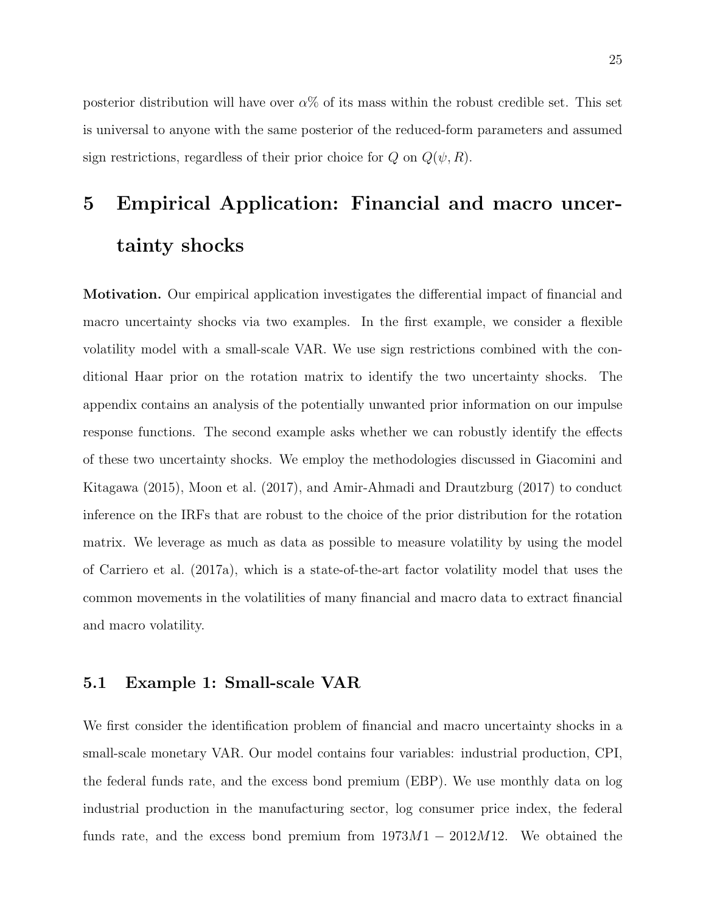posterior distribution will have over $\alpha\%$ of its mass within the robust credible set. This set is universal to anyone with the same posterior of the reduced-form parameters and assumed sign restrictions, regardless of their prior choice for $Q$ on $Q(\psi, R)$.

# 5 Empirical Application: Financial and macro uncertainty shocks

**Motivation.** Our empirical application investigates the differential impact of financial and macro uncertainty shocks via two examples. In the first example, we consider a flexible volatility model with a small-scale VAR. We use sign restrictions combined with the conditional Haar prior on the rotation matrix to identify the two uncertainty shocks. The appendix contains an analysis of the potentially unwanted prior information on our impulse response functions. The second example asks whether we can robustly identify the effects of these two uncertainty shocks. We employ the methodologies discussed in Giacomini and Kitagawa (2015), Moon et al. (2017), and Amir-Ahmadi and Drautzburg (2017) to conduct inference on the IRFs that are robust to the choice of the prior distribution for the rotation matrix. We leverage as much as data as possible to measure volatility by using the model of Carriero et al. (2017a), which is a state-of-the-art factor volatility model that uses the common movements in the volatilities of many financial and macro data to extract financial and macro volatility.

## 5.1 Example 1: Small-scale VAR

We first consider the identification problem of financial and macro uncertainty shocks in a small-scale monetary VAR. Our model contains four variables: industrial production, CPI, the federal funds rate, and the excess bond premium (EBP). We use monthly data on log industrial production in the manufacturing sector, log consumer price index, the federal funds rate, and the excess bond premium from $1973M1 - 2012M12$. We obtained the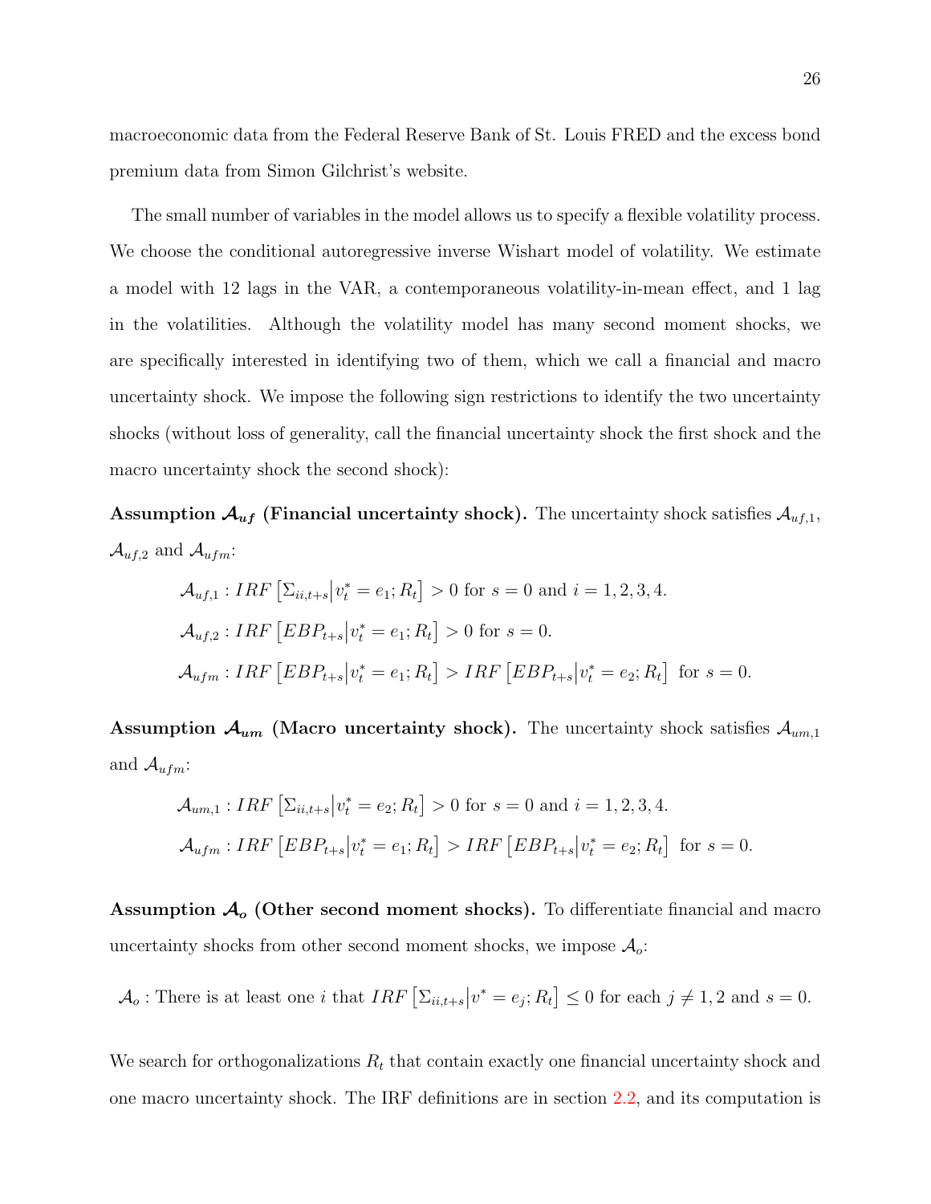macroeconomic data from the Federal Reserve Bank of St. Louis FRED and the excess bond premium data from Simon Gilchrist's website.

The small number of variables in the model allows us to specify a flexible volatility process. We choose the conditional autoregressive inverse Wishart model of volatility. We estimate a model with 12 lags in the VAR, a contemporaneous volatility-in-mean effect, and 1 lag in the volatilities. Although the volatility model has many second moment shocks, we are specifically interested in identifying two of them, which we call a financial and macro uncertainty shock. We impose the following sign restrictions to identify the two uncertainty shocks (without loss of generality, call the financial uncertainty shock the first shock and the macro uncertainty shock the second shock):

**Assumption $\mathcal{A}_{uf}$ (Financial uncertainty shock).** The uncertainty shock satisfies $\mathcal{A}_{uf,1}$, $\mathcal{A}_{uf,2}$ and $\mathcal{A}_{ufm}$:

$$\mathcal{A}_{uf,1} : IRF\left[\Sigma_{ii,t+s} \middle| v_t^* = e_1; R_t\right] > 0 \text{ for } s = 0 \text{ and } i = 1,2,3,4.$$

$$\mathcal{A}_{uf,2} : IRF\left[EBP_{t+s} \middle| v_t^* = e_1; R_t\right] > 0 \text{ for } s = 0.$$

$$\mathcal{A}_{ufm} : IRF\left[EBP_{t+s} \middle| v_t^* = e_1; R_t\right] > IRF\left[EBP_{t+s} \middle| v_t^* = e_2; R_t\right] \text{ for } s = 0.$$

**Assumption $\mathcal{A}_{um}$ (Macro uncertainty shock).** The uncertainty shock satisfies $\mathcal{A}_{um,1}$ and $\mathcal{A}_{ufm}$:

$$\mathcal{A}_{um,1} : IRF\left[\Sigma_{ii,t+s} \middle| v_t^* = e_2; R_t\right] > 0 \text{ for } s = 0 \text{ and } i = 1,2,3,4.$$

$$\mathcal{A}_{ufm} : IRF\left[EBP_{t+s} \middle| v_t^* = e_1; R_t\right] > IRF\left[EBP_{t+s} \middle| v_t^* = e_2; R_t\right] \text{ for } s = 0.$$

**Assumption $\mathcal{A}_{o}$ (Other second moment shocks).** To differentiate financial and macro uncertainty shocks from other second moment shocks, we impose $\mathcal{A}_o$:

$$\mathcal{A}_o : \text{There is at least one } i \text{ that } IRF\left[\Sigma_{ii,t+s} \middle| v^* = e_j; R_t\right] \leq 0 \text{ for each } j \neq 1,2 \text{ and } s = 0.$$

We search for orthogonalizations $R_t$ that contain exactly one financial uncertainty shock and one macro uncertainty shock. The IRF definitions are in section 2.2, and its computation is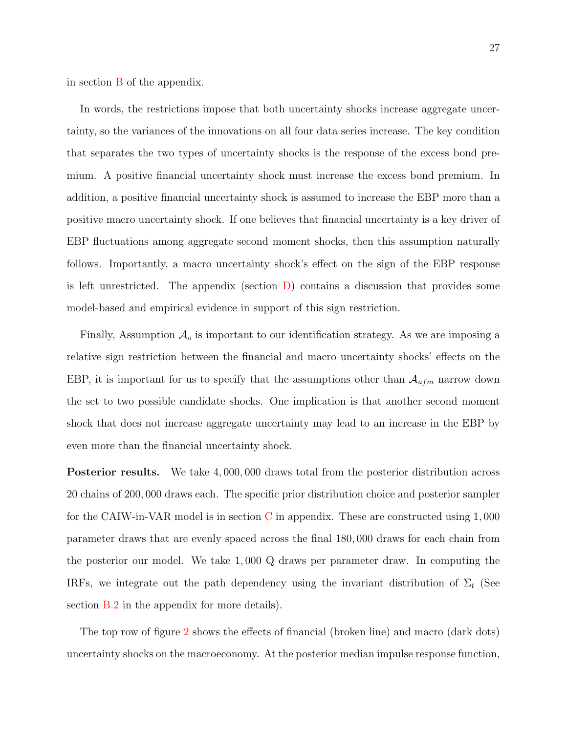in section B of the appendix.

In words, the restrictions impose that both uncertainty shocks increase aggregate uncertainty, so the variances of the innovations on all four data series increase. The key condition that separates the two types of uncertainty shocks is the response of the excess bond premium. A positive financial uncertainty shock must increase the excess bond premium. In addition, a positive financial uncertainty shock is assumed to increase the EBP more than a positive macro uncertainty shock. If one believes that financial uncertainty is a key driver of EBP fluctuations among aggregate second moment shocks, then this assumption naturally follows. Importantly, a macro uncertainty shock's effect on the sign of the EBP response is left unrestricted. The appendix (section D) contains a discussion that provides some model-based and empirical evidence in support of this sign restriction.

Finally, Assumption $\mathcal{A}_o$ is important to our identification strategy. As we are imposing a relative sign restriction between the financial and macro uncertainty shocks' effects on the EBP, it is important for us to specify that the assumptions other than $\mathcal{A}_{ufm}$ narrow down the set to two possible candidate shocks. One implication is that another second moment shock that does not increase aggregate uncertainty may lead to an increase in the EBP by even more than the financial uncertainty shock.

**Posterior results.** We take 4,000,000 draws total from the posterior distribution across 20 chains of 200,000 draws each. The specific prior distribution choice and posterior sampler for the CAIW-in-VAR model is in section C in appendix. These are constructed using 1,000 parameter draws that are evenly spaced across the final 180,000 draws for each chain from the posterior our model. We take 1,000 Q draws per parameter draw. In computing the IRFs, we integrate out the path dependency using the invariant distribution of $\Sigma_t$ (See section B.2 in the appendix for more details).

The top row of figure 2 shows the effects of financial (broken line) and macro (dark dots) uncertainty shocks on the macroeconomy. At the posterior median impulse response function,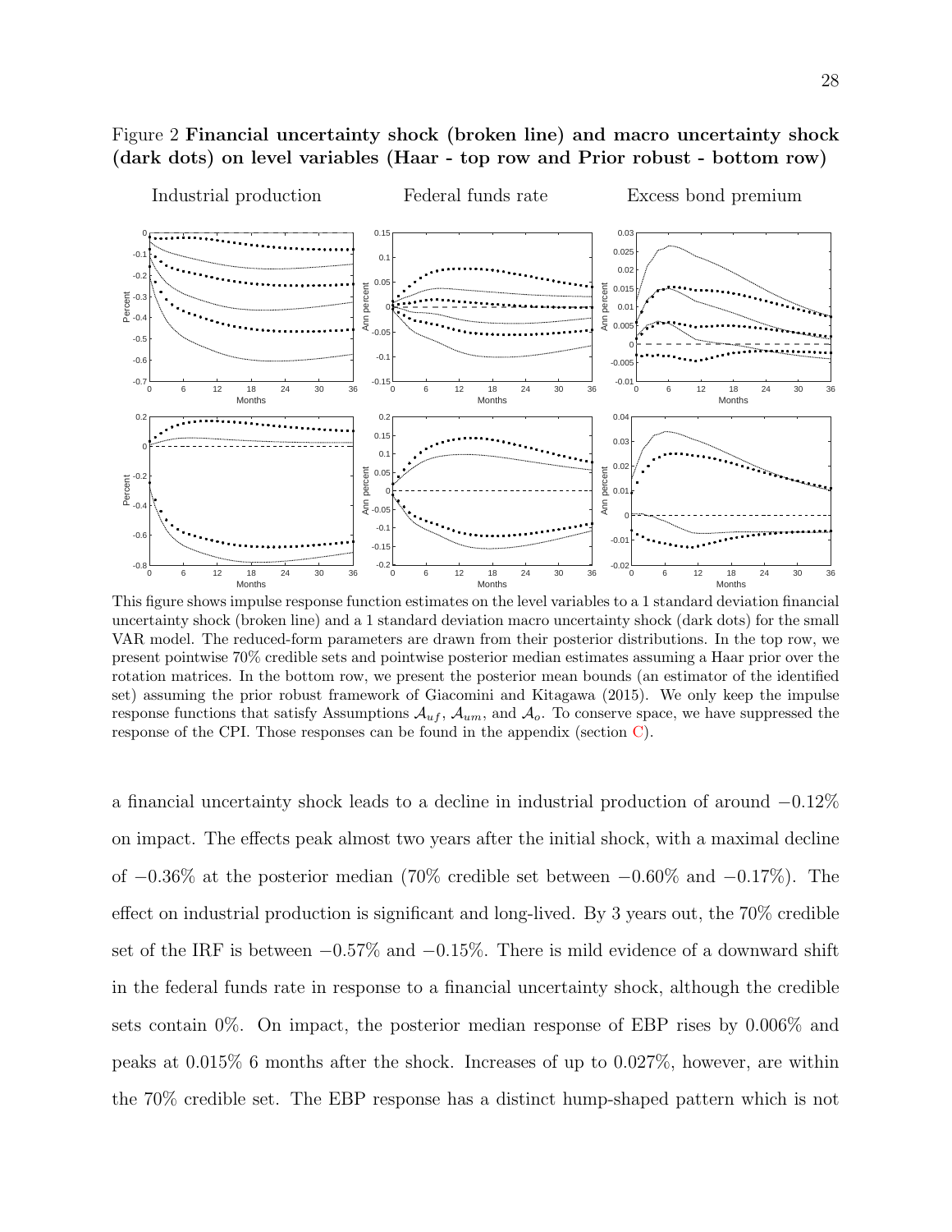Figure 2 **Financial uncertainty shock (broken line) and macro uncertainty shock (dark dots) on level variables (Haar - top row and Prior robust - bottom row)**

This figure shows impulse response function estimates on the level variables to a 1 standard deviation financial uncertainty shock (broken line) and a 1 standard deviation macro uncertainty shock (dark dots) for the small VAR model. The reduced-form parameters are drawn from their posterior distributions. In the top row, we present pointwise 70% credible sets and pointwise posterior median estimates assuming a Haar prior over the rotation matrices. In the bottom row, we present the posterior mean bounds (an estimator of the identified set) assuming the prior robust framework of Giacomini and Kitagawa (2015). We only keep the impulse response functions that satisfy Assumptions $\mathcal{A}_{uf}$, $\mathcal{A}_{um}$, and $\mathcal{A}_{o}$. To conserve space, we have suppressed the response of the CPI. Those responses can be found in the appendix (section C).

a financial uncertainty shock leads to a decline in industrial production of around $-0.12\%$ on impact. The effects peak almost two years after the initial shock, with a maximal decline of $-0.36\%$ at the posterior median (70% credible set between $-0.60\%$ and $-0.17\%$). The effect on industrial production is significant and long-lived. By 3 years out, the 70% credible set of the IRF is between $-0.57\%$ and $-0.15\%$. There is mild evidence of a downward shift in the federal funds rate in response to a financial uncertainty shock, although the credible sets contain 0%. On impact, the posterior median response of EBP rises by 0.006% and peaks at 0.015% 6 months after the shock. Increases of up to 0.027%, however, are within the 70% credible set. The EBP response has a distinct hump-shaped pattern which is not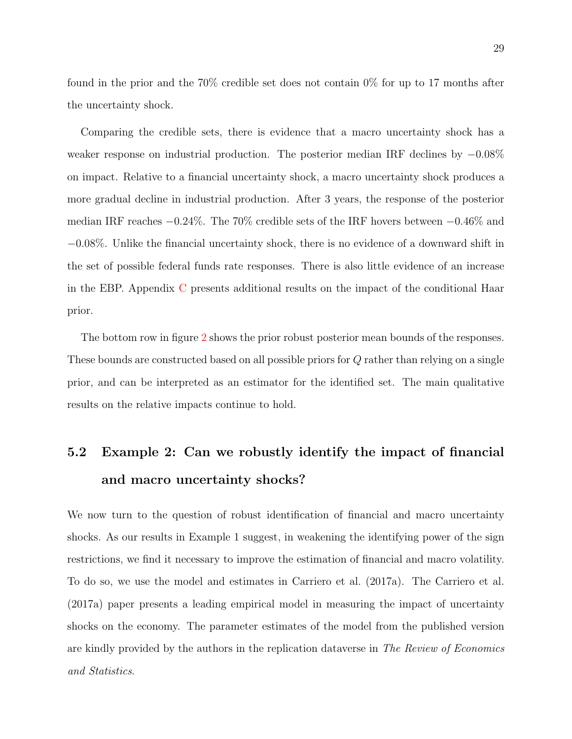found in the prior and the 70% credible set does not contain 0% for up to 17 months after the uncertainty shock.

Comparing the credible sets, there is evidence that a macro uncertainty shock has a weaker response on industrial production. The posterior median IRF declines by $-0.08\%$ on impact. Relative to a financial uncertainty shock, a macro uncertainty shock produces a more gradual decline in industrial production. After 3 years, the response of the posterior median IRF reaches $-0.24\%$. The 70% credible sets of the IRF hovers between $-0.46\%$ and $-0.08\%$. Unlike the financial uncertainty shock, there is no evidence of a downward shift in the set of possible federal funds rate responses. There is also little evidence of an increase in the EBP. Appendix C presents additional results on the impact of the conditional Haar prior.

The bottom row in figure 2 shows the prior robust posterior mean bounds of the responses. These bounds are constructed based on all possible priors for $Q$ rather than relying on a single prior, and can be interpreted as an estimator for the identified set. The main qualitative results on the relative impacts continue to hold.

## 5.2 Example 2: Can we robustly identify the impact of financial and macro uncertainty shocks?

We now turn to the question of robust identification of financial and macro uncertainty shocks. As our results in Example 1 suggest, in weakening the identifying power of the sign restrictions, we find it necessary to improve the estimation of financial and macro volatility. To do so, we use the model and estimates in Carriero et al. (2017a). The Carriero et al. (2017a) paper presents a leading empirical model in measuring the impact of uncertainty shocks on the economy. The parameter estimates of the model from the published version are kindly provided by the authors in the replication dataverse in *The Review of Economics and Statistics*.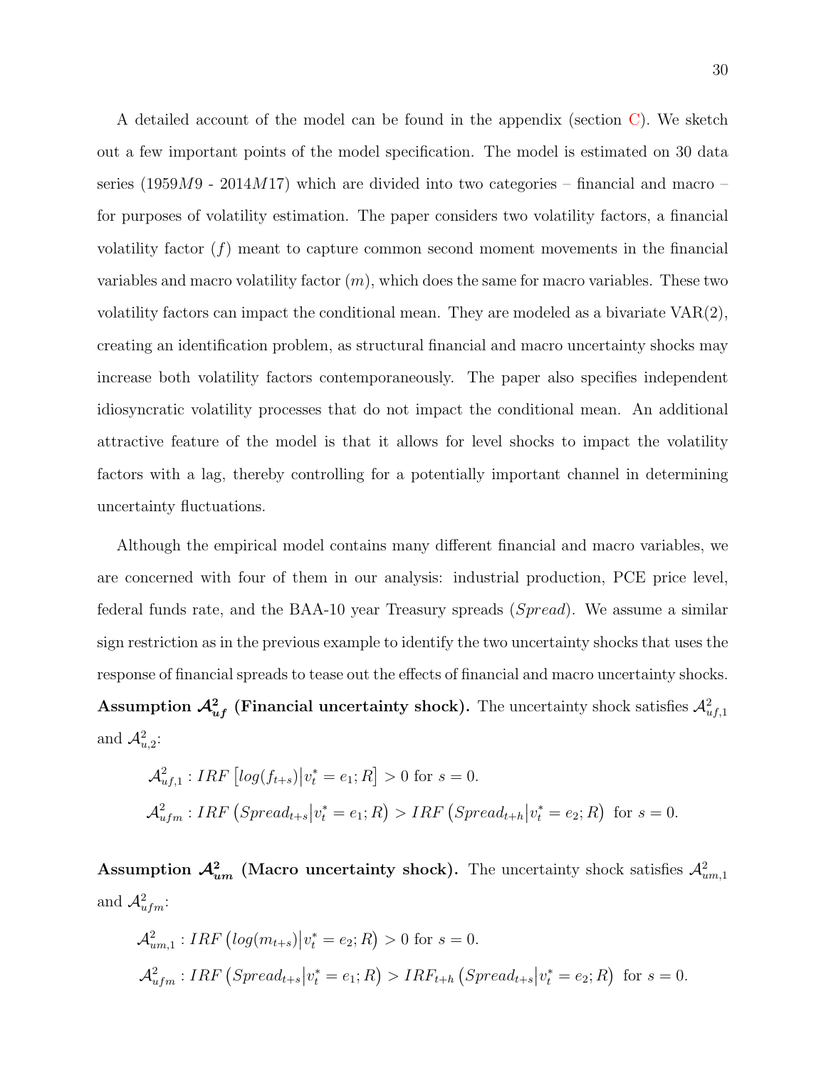A detailed account of the model can be found in the appendix (section C). We sketch out a few important points of the model specification. The model is estimated on 30 data series (1959$M$9 - 2014$M$17) which are divided into two categories – financial and macro – for purposes of volatility estimation. The paper considers two volatility factors, a financial volatility factor ($f$) meant to capture common second moment movements in the financial variables and macro volatility factor ($m$), which does the same for macro variables. These two volatility factors can impact the conditional mean. They are modeled as a bivariate VAR(2), creating an identification problem, as structural financial and macro uncertainty shocks may increase both volatility factors contemporaneously. The paper also specifies independent idiosyncratic volatility processes that do not impact the conditional mean. An additional attractive feature of the model is that it allows for level shocks to impact the volatility factors with a lag, thereby controlling for a potentially important channel in determining uncertainty fluctuations.

Although the empirical model contains many different financial and macro variables, we are concerned with four of them in our analysis: industrial production, PCE price level, federal funds rate, and the BAA-10 year Treasury spreads (*Spread*). We assume a similar sign restriction as in the previous example to identify the two uncertainty shocks that uses the response of financial spreads to tease out the effects of financial and macro uncertainty shocks.

**Assumption $\mathcal{A}^2_{uf}$ (Financial uncertainty shock).** The uncertainty shock satisfies $\mathcal{A}^2_{uf,1}$ and $\mathcal{A}^2_{u,2}$:

$$\mathcal{A}^2_{uf,1} : IRF\left[log(f_{t+s})\middle|v^*_t = e_1; R\right] > 0 \text{ for } s = 0.$$

$$\mathcal{A}^2_{ufm} : IRF\left(Spread_{t+s}\middle|v^*_t = e_1; R\right) > IRF\left(Spread_{t+h}\middle|v^*_t = e_2; R\right) \text{ for } s = 0.$$

**Assumption $\mathcal{A}^2_{um}$ (Macro uncertainty shock).** The uncertainty shock satisfies $\mathcal{A}^2_{um,1}$ and $\mathcal{A}^2_{ufm}$:

$$\mathcal{A}^2_{um,1} : IRF\left(log(m_{t+s})\middle|v^*_t = e_2; R\right) > 0 \text{ for } s = 0.$$

$$\mathcal{A}^2_{ufm} : IRF\left(Spread_{t+s}\middle|v^*_t = e_1; R\right) > IRF_{t+h}\left(Spread_{t+s}\middle|v^*_t = e_2; R\right) \text{ for } s = 0.$$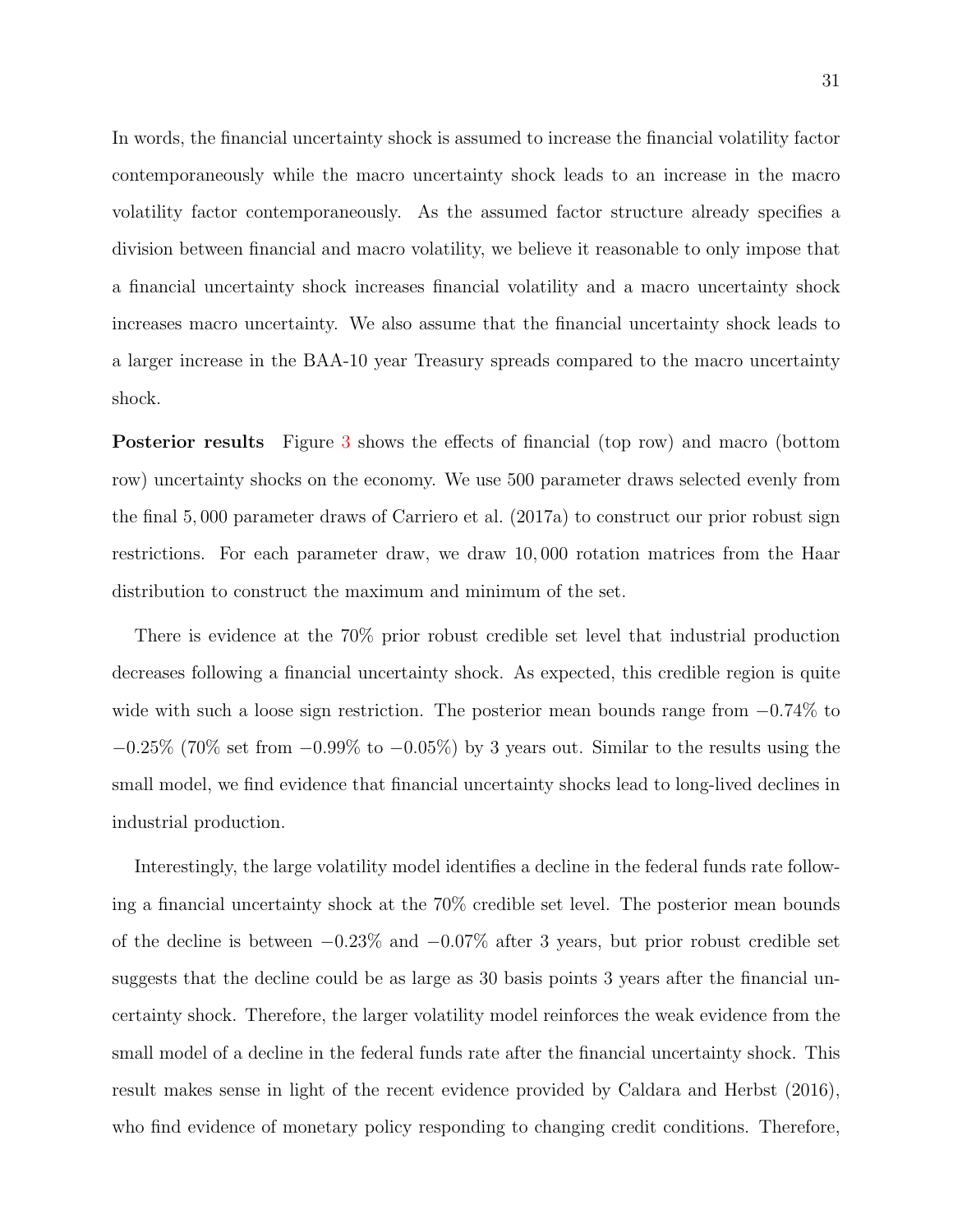In words, the financial uncertainty shock is assumed to increase the financial volatility factor contemporaneously while the macro uncertainty shock leads to an increase in the macro volatility factor contemporaneously. As the assumed factor structure already specifies a division between financial and macro volatility, we believe it reasonable to only impose that a financial uncertainty shock increases financial volatility and a macro uncertainty shock increases macro uncertainty. We also assume that the financial uncertainty shock leads to a larger increase in the BAA-10 year Treasury spreads compared to the macro uncertainty shock.

**Posterior results** Figure 3 shows the effects of financial (top row) and macro (bottom row) uncertainty shocks on the economy. We use 500 parameter draws selected evenly from the final 5,000 parameter draws of Carriero et al. (2017a) to construct our prior robust sign restrictions. For each parameter draw, we draw 10,000 rotation matrices from the Haar distribution to construct the maximum and minimum of the set.

There is evidence at the 70% prior robust credible set level that industrial production decreases following a financial uncertainty shock. As expected, this credible region is quite wide with such a loose sign restriction. The posterior mean bounds range from $-0.74\%$ to $-0.25\%$ (70% set from $-0.99\%$ to $-0.05\%$) by 3 years out. Similar to the results using the small model, we find evidence that financial uncertainty shocks lead to long-lived declines in industrial production.

Interestingly, the large volatility model identifies a decline in the federal funds rate following a financial uncertainty shock at the 70% credible set level. The posterior mean bounds of the decline is between $-0.23\%$ and $-0.07\%$ after 3 years, but prior robust credible set suggests that the decline could be as large as 30 basis points 3 years after the financial uncertainty shock. Therefore, the larger volatility model reinforces the weak evidence from the small model of a decline in the federal funds rate after the financial uncertainty shock. This result makes sense in light of the recent evidence provided by Caldara and Herbst (2016), who find evidence of monetary policy responding to changing credit conditions. Therefore,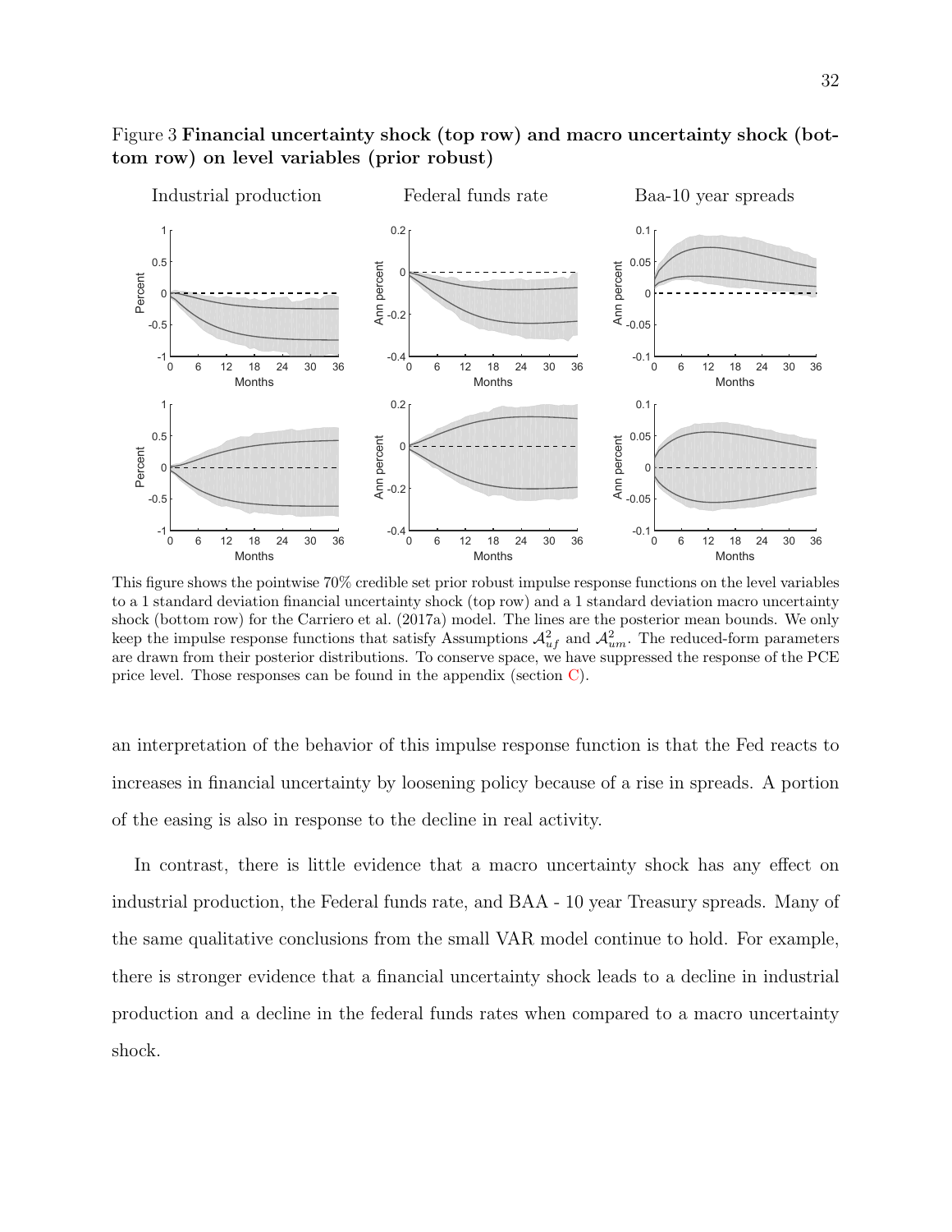Figure 3 **Financial uncertainty shock (top row) and macro uncertainty shock (bottom row) on level variables (prior robust)**

This figure shows the pointwise 70% credible set prior robust impulse response functions on the level variables to a 1 standard deviation financial uncertainty shock (top row) and a 1 standard deviation macro uncertainty shock (bottom row) for the Carriero et al. (2017a) model. The lines are the posterior mean bounds. We only keep the impulse response functions that satisfy Assumptions $\mathcal{A}^2_{uf}$ and $\mathcal{A}^2_{um}$. The reduced-form parameters are drawn from their posterior distributions. To conserve space, we have suppressed the response of the PCE price level. Those responses can be found in the appendix (section C).

an interpretation of the behavior of this impulse response function is that the Fed reacts to increases in financial uncertainty by loosening policy because of a rise in spreads. A portion of the easing is also in response to the decline in real activity.

In contrast, there is little evidence that a macro uncertainty shock has any effect on industrial production, the Federal funds rate, and BAA - 10 year Treasury spreads. Many of the same qualitative conclusions from the small VAR model continue to hold. For example, there is stronger evidence that a financial uncertainty shock leads to a decline in industrial production and a decline in the federal funds rates when compared to a macro uncertainty shock.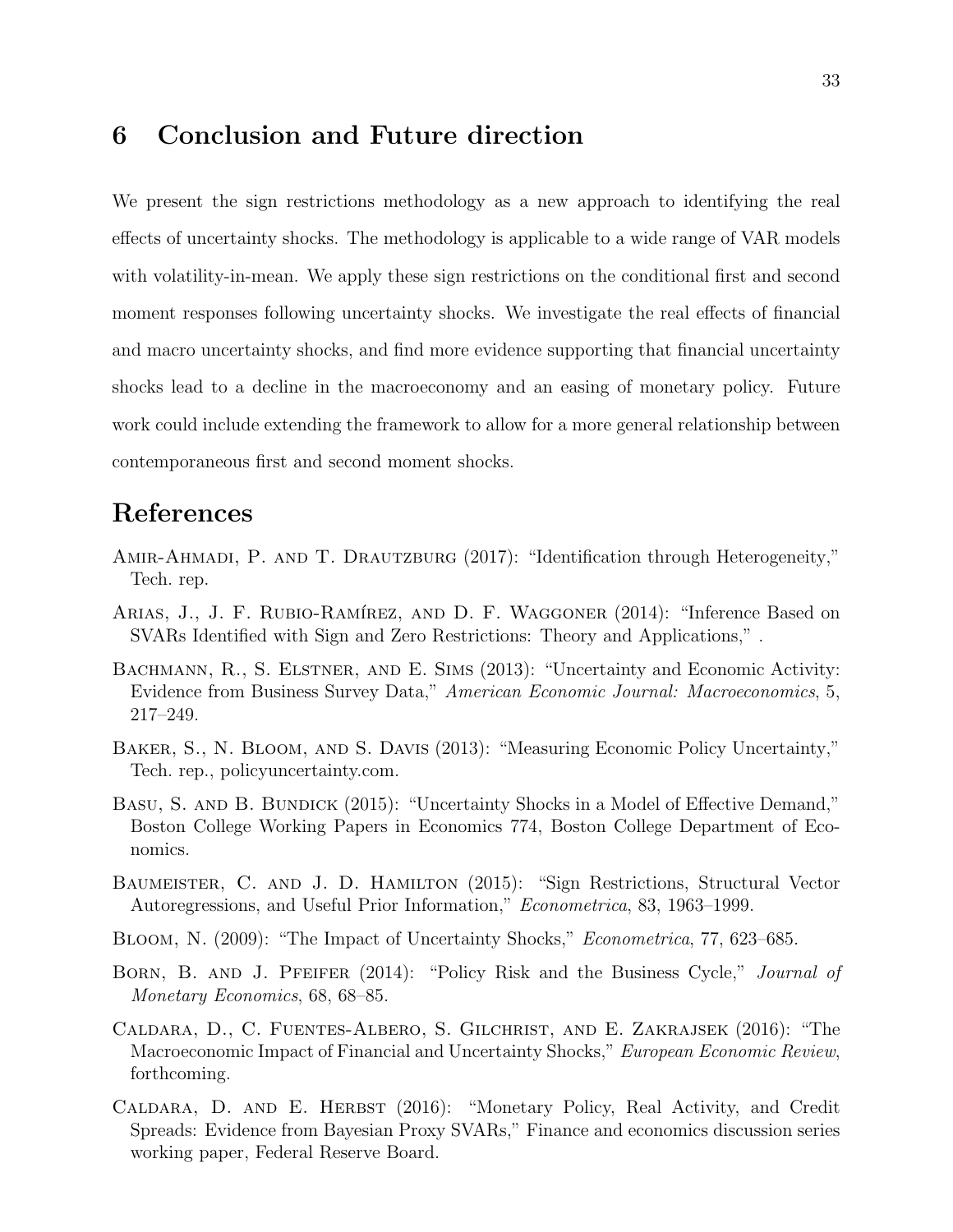## 6 Conclusion and Future direction

We present the sign restrictions methodology as a new approach to identifying the real effects of uncertainty shocks. The methodology is applicable to a wide range of VAR models with volatility-in-mean. We apply these sign restrictions on the conditional first and second moment responses following uncertainty shocks. We investigate the real effects of financial and macro uncertainty shocks, and find more evidence supporting that financial uncertainty shocks lead to a decline in the macroeconomy and an easing of monetary policy. Future work could include extending the framework to allow for a more general relationship between contemporaneous first and second moment shocks.

## References

Amir-Ahmadi, P. and T. Drautzburg (2017): "Identification through Heterogeneity," Tech. rep.

Arias, J., J. F. Rubio-Ramírez, and D. F. Waggoner (2014): "Inference Based on SVARs Identified with Sign and Zero Restrictions: Theory and Applications," .

Bachmann, R., S. Elstner, and E. Sims (2013): "Uncertainty and Economic Activity: Evidence from Business Survey Data," *American Economic Journal: Macroeconomics*, 5, 217–249.

Baker, S., N. Bloom, and S. Davis (2013): "Measuring Economic Policy Uncertainty," Tech. rep., policyuncertainty.com.

Basu, S. and B. Bundick (2015): "Uncertainty Shocks in a Model of Effective Demand," Boston College Working Papers in Economics 774, Boston College Department of Economics.

Baumeister, C. and J. D. Hamilton (2015): "Sign Restrictions, Structural Vector Autoregressions, and Useful Prior Information," *Econometrica*, 83, 1963–1999.

Bloom, N. (2009): "The Impact of Uncertainty Shocks," *Econometrica*, 77, 623–685.

Born, B. and J. Pfeifer (2014): "Policy Risk and the Business Cycle," *Journal of Monetary Economics*, 68, 68–85.

Caldara, D., C. Fuentes-Albero, S. Gilchrist, and E. Zakrajsek (2016): "The Macroeconomic Impact of Financial and Uncertainty Shocks," *European Economic Review*, forthcoming.

Caldara, D. and E. Herbst (2016): "Monetary Policy, Real Activity, and Credit Spreads: Evidence from Bayesian Proxy SVARs," Finance and economics discussion series working paper, Federal Reserve Board.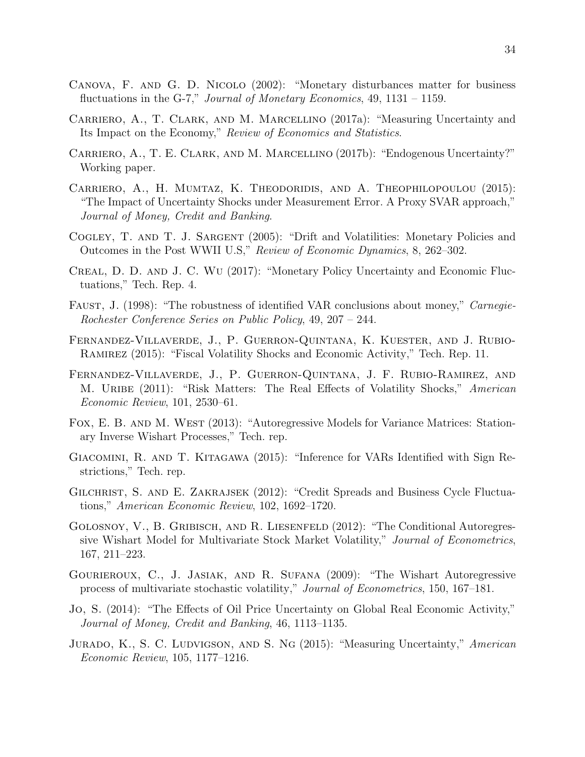Canova, F. and G. D. Nicolo (2002): "Monetary disturbances matter for business fluctuations in the G-7," *Journal of Monetary Economics*, 49, 1131 – 1159.

Carriero, A., T. Clark, and M. Marcellino (2017a): "Measuring Uncertainty and Its Impact on the Economy," *Review of Economics and Statistics*.

Carriero, A., T. E. Clark, and M. Marcellino (2017b): "Endogenous Uncertainty?" Working paper.

Carriero, A., H. Mumtaz, K. Theodoridis, and A. Theophilopoulou (2015): "The Impact of Uncertainty Shocks under Measurement Error. A Proxy SVAR approach," *Journal of Money, Credit and Banking*.

Cogley, T. and T. J. Sargent (2005): "Drift and Volatilities: Monetary Policies and Outcomes in the Post WWII U.S," *Review of Economic Dynamics*, 8, 262–302.

Creal, D. D. and J. C. Wu (2017): "Monetary Policy Uncertainty and Economic Fluctuations," Tech. Rep. 4.

Faust, J. (1998): "The robustness of identified VAR conclusions about money," *Carnegie-Rochester Conference Series on Public Policy*, 49, 207 – 244.

Fernandez-Villaverde, J., P. Guerron-Quintana, K. Kuester, and J. Rubio-Ramirez (2015): "Fiscal Volatility Shocks and Economic Activity," Tech. Rep. 11.

Fernandez-Villaverde, J., P. Guerron-Quintana, J. F. Rubio-Ramirez, and M. Uribe (2011): "Risk Matters: The Real Effects of Volatility Shocks," *American Economic Review*, 101, 2530–61.

Fox, E. B. and M. West (2013): "Autoregressive Models for Variance Matrices: Stationary Inverse Wishart Processes," Tech. rep.

Giacomini, R. and T. Kitagawa (2015): "Inference for VARs Identified with Sign Restrictions," Tech. rep.

Gilchrist, S. and E. Zakrajsek (2012): "Credit Spreads and Business Cycle Fluctuations," *American Economic Review*, 102, 1692–1720.

Golosnoy, V., B. Gribisch, and R. Liesenfeld (2012): "The Conditional Autoregressive Wishart Model for Multivariate Stock Market Volatility," *Journal of Econometrics*, 167, 211–223.

Gourieroux, C., J. Jasiak, and R. Sufana (2009): "The Wishart Autoregressive process of multivariate stochastic volatility," *Journal of Econometrics*, 150, 167–181.

Jo, S. (2014): "The Effects of Oil Price Uncertainty on Global Real Economic Activity," *Journal of Money, Credit and Banking*, 46, 1113–1135.

Jurado, K., S. C. Ludvigson, and S. Ng (2015): "Measuring Uncertainty," *American Economic Review*, 105, 1177–1216.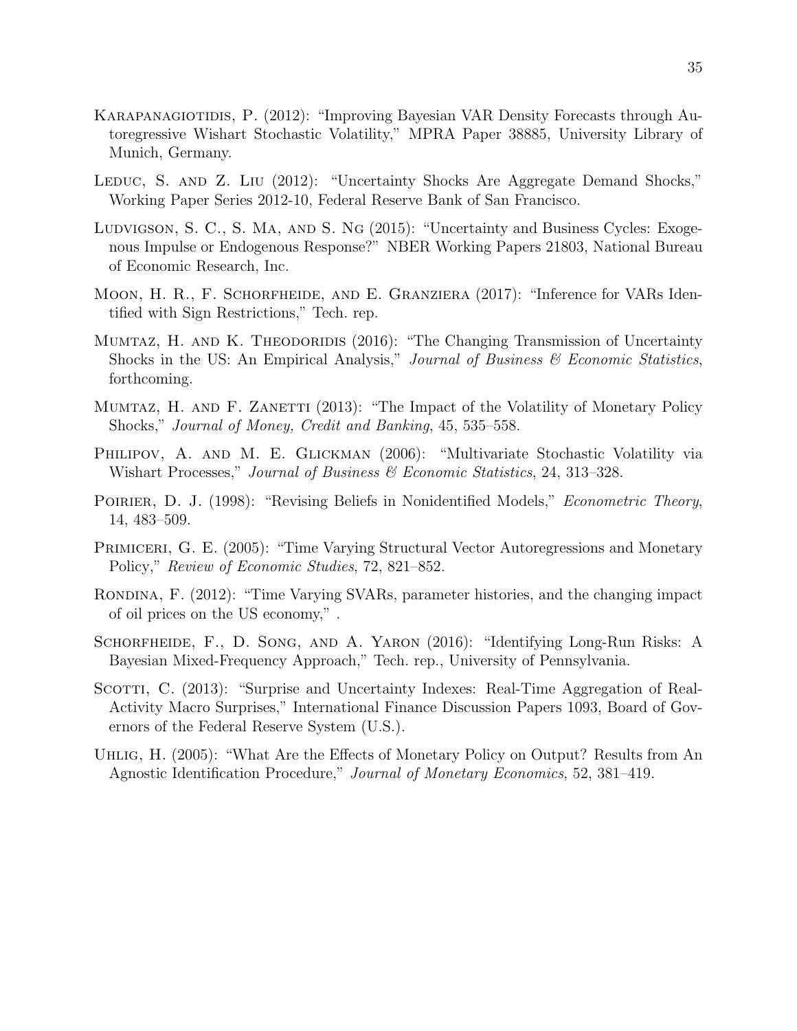Karapanagiotidis, P. (2012): "Improving Bayesian VAR Density Forecasts through Autoregressive Wishart Stochastic Volatility," MPRA Paper 38885, University Library of Munich, Germany.

Leduc, S. and Z. Liu (2012): "Uncertainty Shocks Are Aggregate Demand Shocks," Working Paper Series 2012-10, Federal Reserve Bank of San Francisco.

Ludvigson, S. C., S. Ma, and S. Ng (2015): "Uncertainty and Business Cycles: Exogenous Impulse or Endogenous Response?" NBER Working Papers 21803, National Bureau of Economic Research, Inc.

Moon, H. R., F. Schorfheide, and E. Granziera (2017): "Inference for VARs Identified with Sign Restrictions," Tech. rep.

Mumtaz, H. and K. Theodoridis (2016): "The Changing Transmission of Uncertainty Shocks in the US: An Empirical Analysis," *Journal of Business & Economic Statistics*, forthcoming.

Mumtaz, H. and F. Zanetti (2013): "The Impact of the Volatility of Monetary Policy Shocks," *Journal of Money, Credit and Banking*, 45, 535–558.

Philipov, A. and M. E. Glickman (2006): "Multivariate Stochastic Volatility via Wishart Processes," *Journal of Business & Economic Statistics*, 24, 313–328.

Poirier, D. J. (1998): "Revising Beliefs in Nonidentified Models," *Econometric Theory*, 14, 483–509.

Primiceri, G. E. (2005): "Time Varying Structural Vector Autoregressions and Monetary Policy," *Review of Economic Studies*, 72, 821–852.

Rondina, F. (2012): "Time Varying SVARs, parameter histories, and the changing impact of oil prices on the US economy," .

Schorfheide, F., D. Song, and A. Yaron (2016): "Identifying Long-Run Risks: A Bayesian Mixed-Frequency Approach," Tech. rep., University of Pennsylvania.

Scotti, C. (2013): "Surprise and Uncertainty Indexes: Real-Time Aggregation of Real-Activity Macro Surprises," International Finance Discussion Papers 1093, Board of Governors of the Federal Reserve System (U.S.).

Uhlig, H. (2005): "What Are the Effects of Monetary Policy on Output? Results from An Agnostic Identification Procedure," *Journal of Monetary Economics*, 52, 381–419.